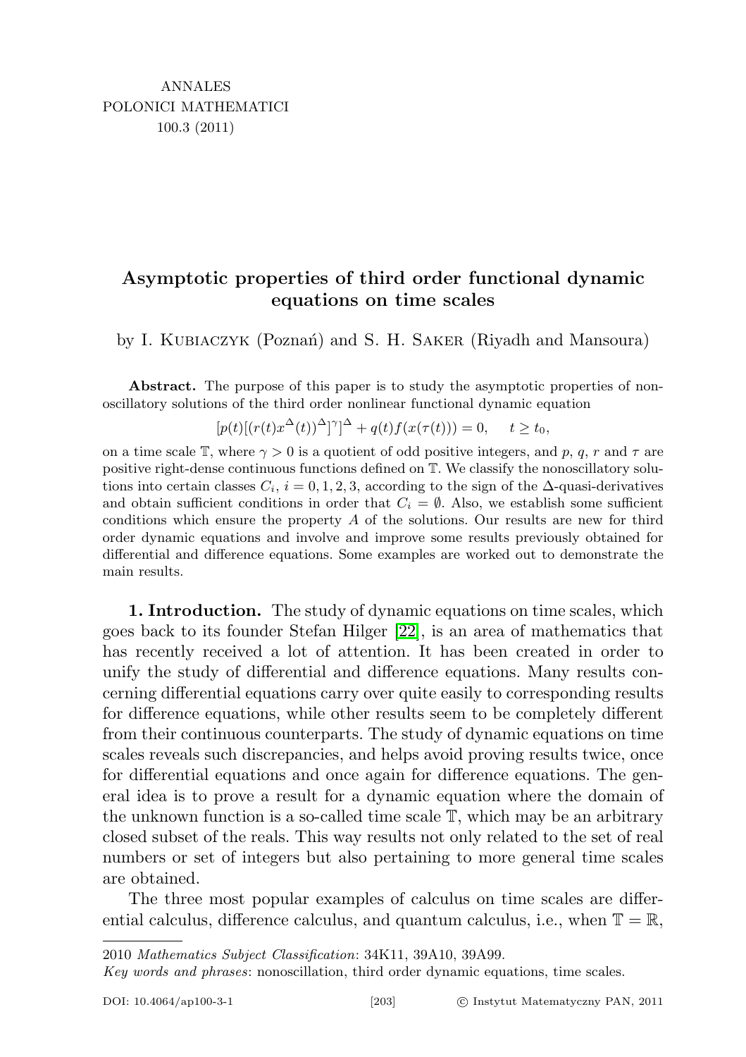# Asymptotic properties of third order functional dynamic equations on time scales

by I. Kubiaczyk (Poznań) and S. H. Saker (Riyadh and Mansoura)

**Abstract.** The purpose of this paper is to study the asymptotic properties of nonoscillatory solutions of the third order nonlinear functional dynamic equation

$$[p(t)[(r(t)x^{\Delta}(t))^{\Delta}]^{\gamma}]^{\Delta} + q(t)f(x(\tau(t))) = 0, \quad t \geq t_0,$$

on a time scale $\mathbb{T}$, where $\gamma > 0$ is a quotient of odd positive integers, and $p$, $q$, $r$ and $\tau$ are positive right-dense continuous functions defined on $\mathbb{T}$. We classify the nonoscillatory solutions into certain classes $C_i$, $i = 0, 1, 2, 3$, according to the sign of the $\Delta$-quasi-derivatives and obtain sufficient conditions in order that $C_i = \emptyset$. Also, we establish some sufficient conditions which ensure the property $A$ of the solutions. Our results are new for third order dynamic equations and involve and improve some results previously obtained for differential and difference equations. Some examples are worked out to demonstrate the main results.

**1. Introduction.** The study of dynamic equations on time scales, which goes back to its founder Stefan Hilger [22], is an area of mathematics that has recently received a lot of attention. It has been created in order to unify the study of differential and difference equations. Many results concerning differential equations carry over quite easily to corresponding results for difference equations, while other results seem to be completely different from their continuous counterparts. The study of dynamic equations on time scales reveals such discrepancies, and helps avoid proving results twice, once for differential equations and once again for difference equations. The general idea is to prove a result for a dynamic equation where the domain of the unknown function is a so-called time scale $\mathbb{T}$, which may be an arbitrary closed subset of the reals. This way results not only related to the set of real numbers or set of integers but also pertaining to more general time scales are obtained.

The three most popular examples of calculus on time scales are differential calculus, difference calculus, and quantum calculus, i.e., when $\mathbb{T} = \mathbb{R}$,

---

2010 *Mathematics Subject Classification*: 34K11, 39A10, 39A99.

*Key words and phrases*: nonoscillation, third order dynamic equations, time scales.

DOI: 10.4064/ap100-3-1 © Instytut Matematyczny PAN, 2011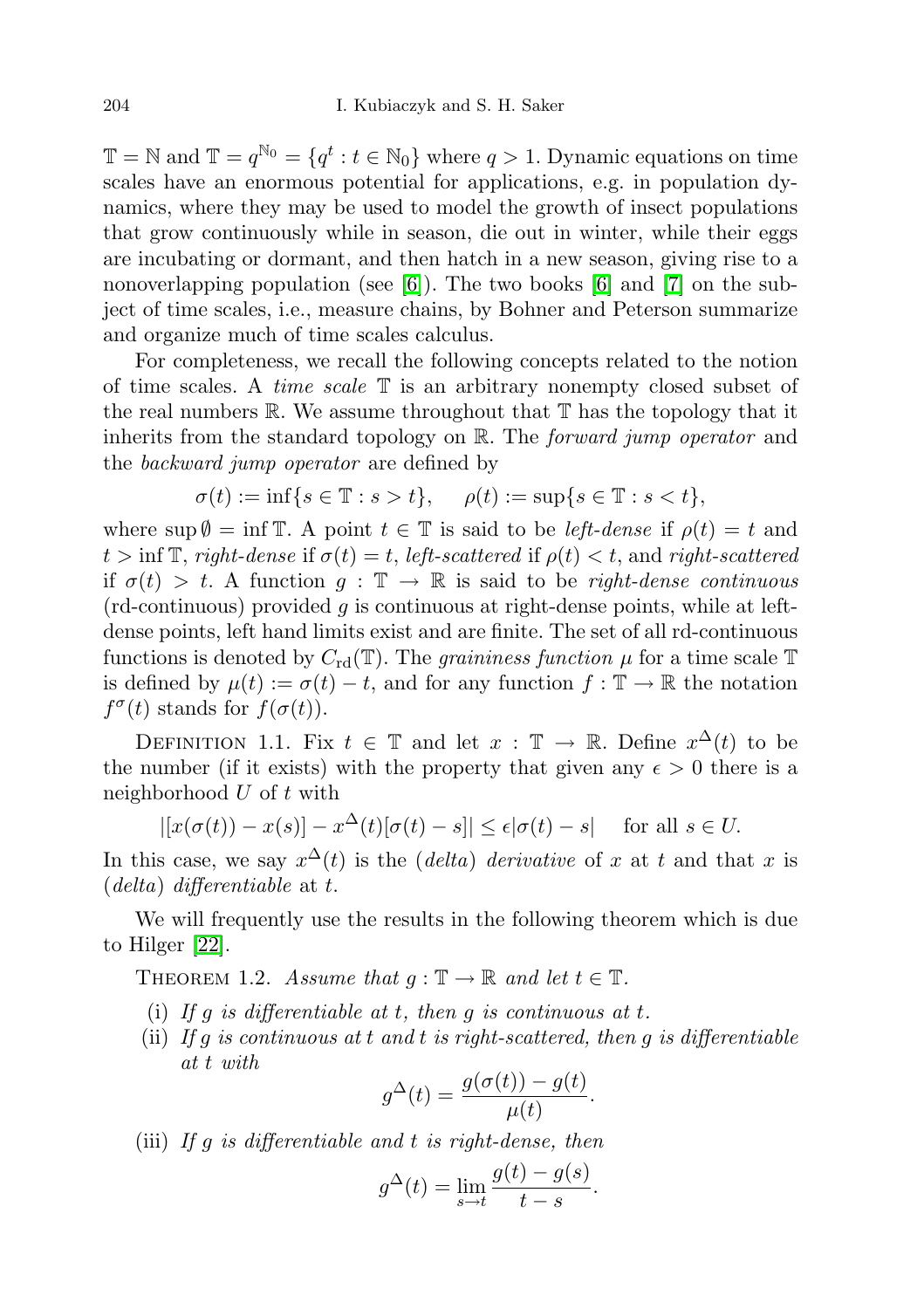$\mathbb{T} = \mathbb{N}$ and $\mathbb{T} = q^{\mathbb{N}_0} = \{q^t : t \in \mathbb{N}_0\}$ where $q > 1$. Dynamic equations on time scales have an enormous potential for applications, e.g. in population dynamics, where they may be used to model the growth of insect populations that grow continuously while in season, die out in winter, while their eggs are incubating or dormant, and then hatch in a new season, giving rise to a nonoverlapping population (see [6]). The two books [6] and [7] on the subject of time scales, i.e., measure chains, by Bohner and Peterson summarize and organize much of time scales calculus.

For completeness, we recall the following concepts related to the notion of time scales. A *time scale* $\mathbb{T}$ is an arbitrary nonempty closed subset of the real numbers $\mathbb{R}$. We assume throughout that $\mathbb{T}$ has the topology that it inherits from the standard topology on $\mathbb{R}$. The *forward jump operator* and the *backward jump operator* are defined by

$$\sigma(t) := \inf\{s \in \mathbb{T} : s > t\}, \quad \rho(t) := \sup\{s \in \mathbb{T} : s < t\},$$

where $\sup \emptyset = \inf \mathbb{T}$. A point $t \in \mathbb{T}$ is said to be *left-dense* if $\rho(t) = t$ and $t > \inf \mathbb{T}$, *right-dense* if $\sigma(t) = t$, *left-scattered* if $\rho(t) < t$, and *right-scattered* if $\sigma(t) > t$. A function $g : \mathbb{T} \to \mathbb{R}$ is said to be *right-dense continuous* (rd-continuous) provided $g$ is continuous at right-dense points, while at left-dense points, left hand limits exist and are finite. The set of all rd-continuous functions is denoted by $C_{\mathrm{rd}}(\mathbb{T})$. The *graininess function* $\mu$ for a time scale $\mathbb{T}$ is defined by $\mu(t) := \sigma(t) - t$, and for any function $f : \mathbb{T} \to \mathbb{R}$ the notation $f^\sigma(t)$ stands for $f(\sigma(t))$.

Definition 1.1. Fix $t \in \mathbb{T}$ and let $x : \mathbb{T} \to \mathbb{R}$. Define $x^\Delta(t)$ to be the number (if it exists) with the property that given any $\epsilon > 0$ there is a neighborhood $U$ of $t$ with

$$|[x(\sigma(t)) - x(s)] - x^\Delta(t)[\sigma(t) - s]| \le \epsilon|\sigma(t) - s| \quad \text{for all } s \in U.$$

In this case, we say $x^\Delta(t)$ is the (*delta*) *derivative* of $x$ at $t$ and that $x$ is (*delta*) *differentiable* at $t$.

We will frequently use the results in the following theorem which is due to Hilger [22].

Theorem 1.2. *Assume that $g : \mathbb{T} \to \mathbb{R}$ and let $t \in \mathbb{T}$.*

(i) *If $g$ is differentiable at $t$, then $g$ is continuous at $t$.*

(ii) *If $g$ is continuous at $t$ and $t$ is right-scattered, then $g$ is differentiable at $t$ with*

$$g^\Delta(t) = \frac{g(\sigma(t)) - g(t)}{\mu(t)}.$$

(iii) *If $g$ is differentiable and $t$ is right-dense, then*

$$g^\Delta(t) = \lim_{s \to t} \frac{g(t) - g(s)}{t - s}.$$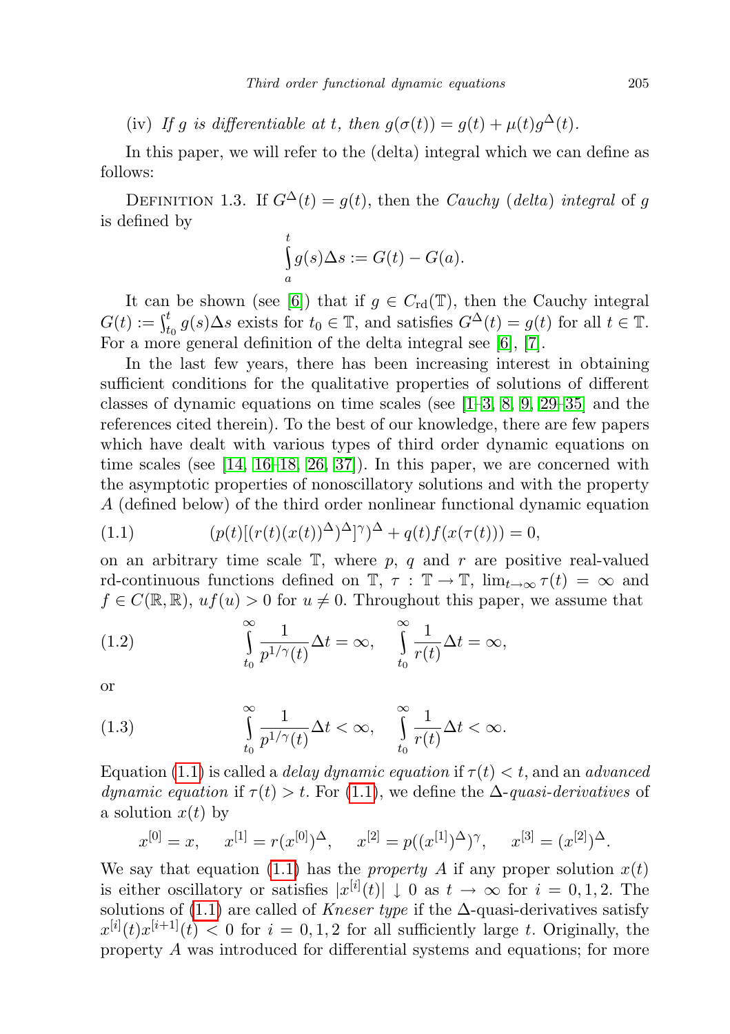(iv) *If $g$ is differentiable at $t$, then $g(\sigma(t)) = g(t) + \mu(t)g^{\Delta}(t)$.*

In this paper, we will refer to the (delta) integral which we can define as follows:

Definition 1.3. If $G^{\Delta}(t) = g(t)$, then the *Cauchy* (*delta*) *integral* of $g$ is defined by

$$\int_a^t g(s)\Delta s := G(t) - G(a).$$

It can be shown (see [6]) that if $g \in C_{\rm rd}(\mathbb{T})$, then the Cauchy integral $G(t) := \int_{t_0}^t g(s)\Delta s$ exists for $t_0 \in \mathbb{T}$, and satisfies $G^{\Delta}(t) = g(t)$ for all $t \in \mathbb{T}$. For a more general definition of the delta integral see [6], [7].

In the last few years, there has been increasing interest in obtaining sufficient conditions for the qualitative properties of solutions of different classes of dynamic equations on time scales (see [1–3, 8, 9, 29–35] and the references cited therein). To the best of our knowledge, there are few papers which have dealt with various types of third order dynamic equations on time scales (see [14, 16–18, 26, 37]). In this paper, we are concerned with the asymptotic properties of nonoscillatory solutions and with the property $A$ (defined below) of the third order nonlinear functional dynamic equation

$$(p(t)[(r(t)(x(t))^{\Delta})^{\Delta}]^{\gamma})^{\Delta} + q(t)f(x(\tau(t))) = 0, \tag{1.1}$$

on an arbitrary time scale $\mathbb{T}$, where $p$, $q$ and $r$ are positive real-valued rd-continuous functions defined on $\mathbb{T}$, $\tau : \mathbb{T} \to \mathbb{T}$, $\lim_{t\to\infty} \tau(t) = \infty$ and $f \in C(\mathbb{R}, \mathbb{R})$, $uf(u) > 0$ for $u \neq 0$. Throughout this paper, we assume that

$$\int_{t_0}^{\infty} \frac{1}{p^{1/\gamma}(t)}\Delta t = \infty, \quad \int_{t_0}^{\infty} \frac{1}{r(t)}\Delta t = \infty, \tag{1.2}$$

or

$$\int_{t_0}^{\infty} \frac{1}{p^{1/\gamma}(t)}\Delta t < \infty, \quad \int_{t_0}^{\infty} \frac{1}{r(t)}\Delta t < \infty. \tag{1.3}$$

Equation (1.1) is called a *delay dynamic equation* if $\tau(t) < t$, and an *advanced dynamic equation* if $\tau(t) > t$. For (1.1), we define the $\Delta$-*quasi-derivatives* of a solution $x(t)$ by

$$x^{[0]} = x, \quad x^{[1]} = r(x^{[0]})^{\Delta}, \quad x^{[2]} = p((x^{[1]})^{\Delta})^{\gamma}, \quad x^{[3]} = (x^{[2]})^{\Delta}.$$

We say that equation (1.1) has the *property* $A$ if any proper solution $x(t)$ is either oscillatory or satisfies $|x^{[i]}(t)| \downarrow 0$ as $t \to \infty$ for $i = 0, 1, 2$. The solutions of (1.1) are called of *Kneser type* if the $\Delta$-quasi-derivatives satisfy $x^{[i]}(t)x^{[i+1]}(t) < 0$ for $i = 0, 1, 2$ for all sufficiently large $t$. Originally, the property $A$ was introduced for differential systems and equations; for more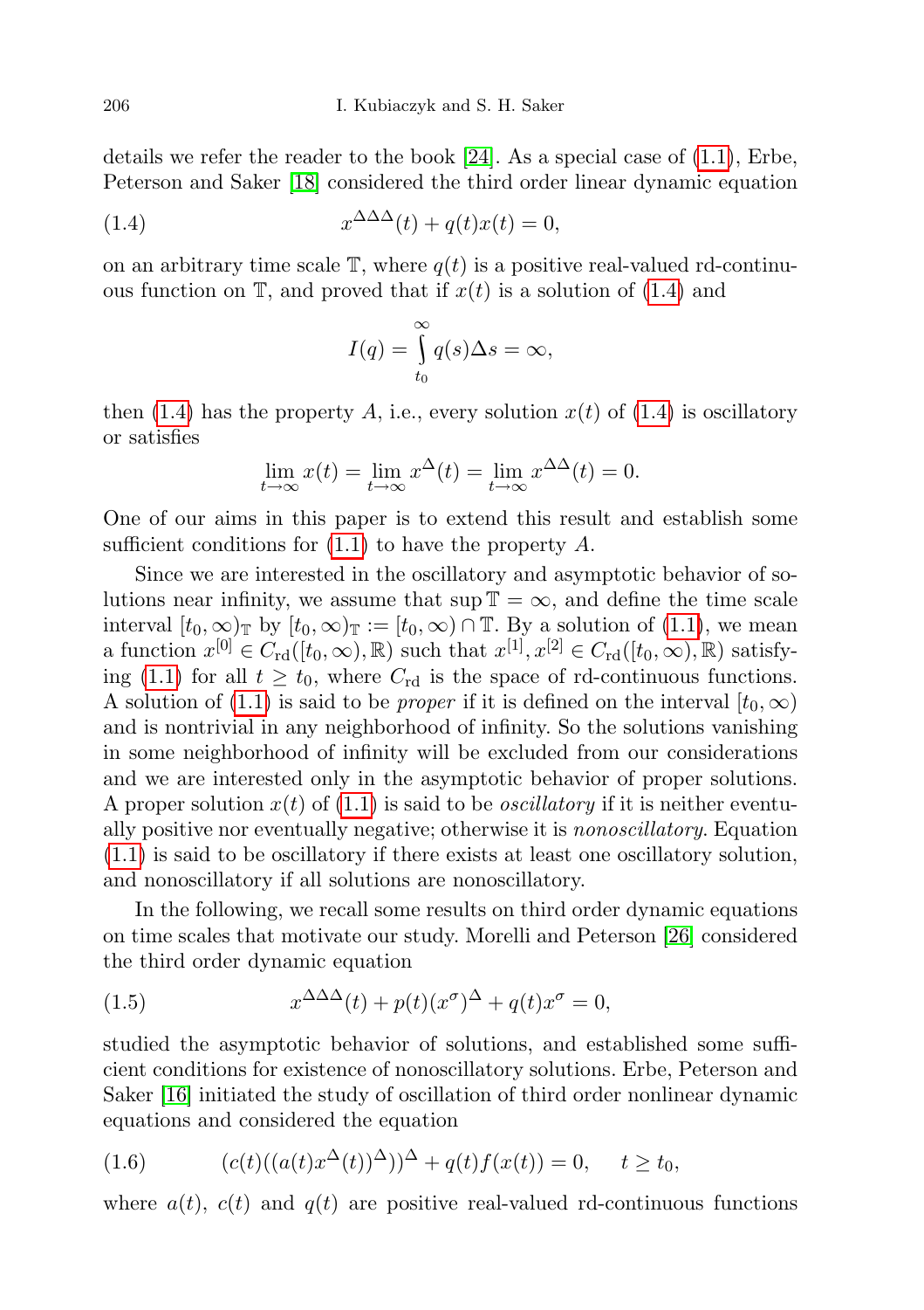details we refer the reader to the book [24]. As a special case of (1.1), Erbe, Peterson and Saker [18] considered the third order linear dynamic equation

$$x^{\Delta\Delta\Delta}(t) + q(t)x(t) = 0, \tag{1.4}$$

on an arbitrary time scale $\mathbb{T}$, where $q(t)$ is a positive real-valued rd-continuous function on $\mathbb{T}$, and proved that if $x(t)$ is a solution of (1.4) and

$$I(q) = \int_{t_0}^{\infty} q(s)\Delta s = \infty,$$

then (1.4) has the property $A$, i.e., every solution $x(t)$ of (1.4) is oscillatory or satisfies

$$\lim_{t\to\infty} x(t) = \lim_{t\to\infty} x^{\Delta}(t) = \lim_{t\to\infty} x^{\Delta\Delta}(t) = 0.$$

One of our aims in this paper is to extend this result and establish some sufficient conditions for (1.1) to have the property $A$.

Since we are interested in the oscillatory and asymptotic behavior of solutions near infinity, we assume that $\sup \mathbb{T} = \infty$, and define the time scale interval $[t_0, \infty)_{\mathbb{T}}$ by $[t_0, \infty)_{\mathbb{T}} := [t_0, \infty) \cap \mathbb{T}$. By a solution of (1.1), we mean a function $x^{[0]} \in C_{\mathrm{rd}}([t_0, \infty), \mathbb{R})$ such that $x^{[1]}, x^{[2]} \in C_{\mathrm{rd}}([t_0, \infty), \mathbb{R})$ satisfying (1.1) for all $t \geq t_0$, where $C_{\mathrm{rd}}$ is the space of rd-continuous functions. A solution of (1.1) is said to be *proper* if it is defined on the interval $[t_0, \infty)$ and is nontrivial in any neighborhood of infinity. So the solutions vanishing in some neighborhood of infinity will be excluded from our considerations and we are interested only in the asymptotic behavior of proper solutions. A proper solution $x(t)$ of (1.1) is said to be *oscillatory* if it is neither eventually positive nor eventually negative; otherwise it is *nonoscillatory*. Equation (1.1) is said to be oscillatory if there exists at least one oscillatory solution, and nonoscillatory if all solutions are nonoscillatory.

In the following, we recall some results on third order dynamic equations on time scales that motivate our study. Morelli and Peterson [26] considered the third order dynamic equation

$$x^{\Delta\Delta\Delta}(t) + p(t)(x^{\sigma})^{\Delta} + q(t)x^{\sigma} = 0, \tag{1.5}$$

studied the asymptotic behavior of solutions, and established some sufficient conditions for existence of nonoscillatory solutions. Erbe, Peterson and Saker [16] initiated the study of oscillation of third order nonlinear dynamic equations and considered the equation

$$(c(t)((a(t)x^{\Delta}(t))^{\Delta}))^{\Delta} + q(t)f(x(t)) = 0, \quad t \geq t_0, \tag{1.6}$$

where $a(t)$, $c(t)$ and $q(t)$ are positive real-valued rd-continuous functions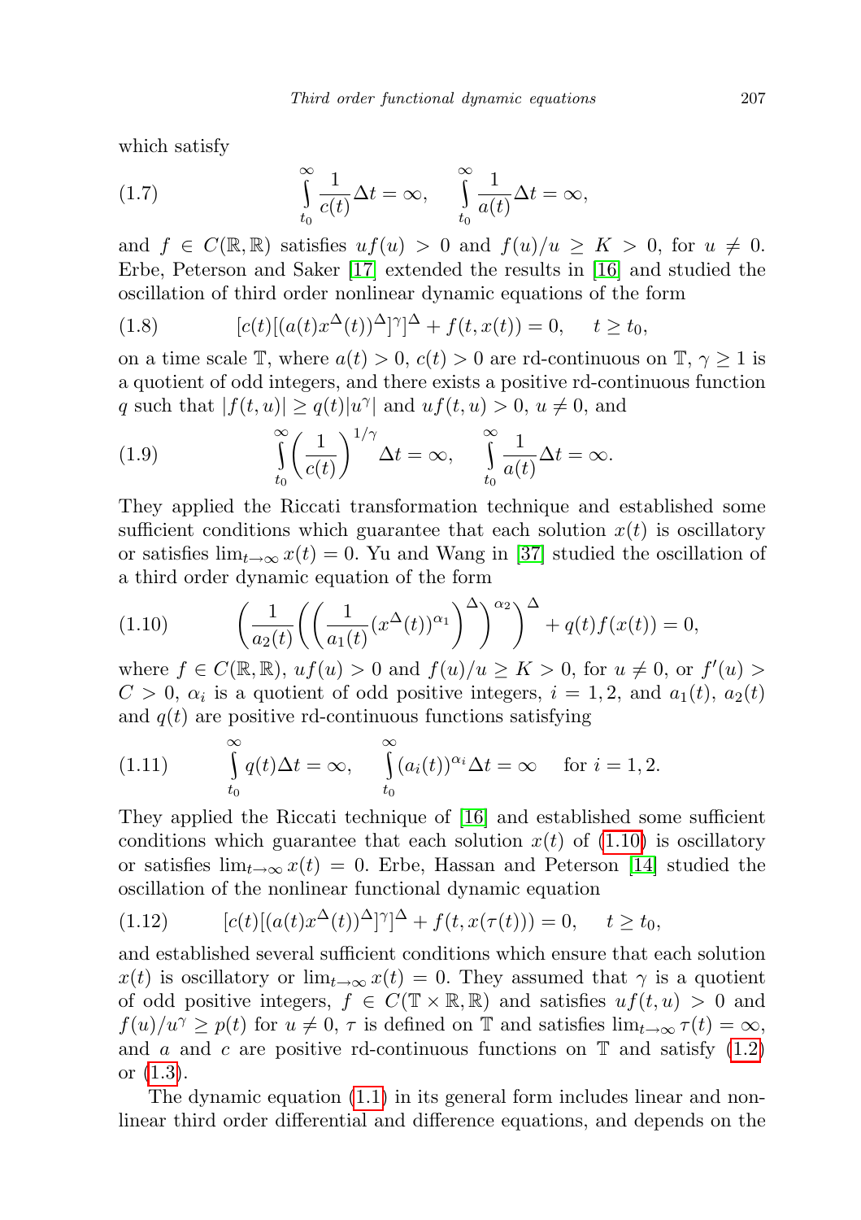which satisfy

$$\int_{t_0}^{\infty} \frac{1}{c(t)} \Delta t = \infty, \quad \int_{t_0}^{\infty} \frac{1}{a(t)} \Delta t = \infty, \tag{1.7}$$

and $f \in C(\mathbb{R}, \mathbb{R})$ satisfies $uf(u) > 0$ and $f(u)/u \geq K > 0$, for $u \neq 0$. Erbe, Peterson and Saker [17] extended the results in [16] and studied the oscillation of third order nonlinear dynamic equations of the form

$$[c(t)[(a(t)x^{\Delta}(t))^{\Delta}]^{\gamma}]^{\Delta} + f(t, x(t)) = 0, \quad t \geq t_0, \tag{1.8}$$

on a time scale $\mathbb{T}$, where $a(t) > 0$, $c(t) > 0$ are rd-continuous on $\mathbb{T}$, $\gamma \geq 1$ is a quotient of odd integers, and there exists a positive rd-continuous function $q$ such that $|f(t, u)| \geq q(t)|u^{\gamma}|$ and $uf(t, u) > 0$, $u \neq 0$, and

$$\int_{t_0}^{\infty} \left( \frac{1}{c(t)} \right)^{1/\gamma} \Delta t = \infty, \quad \int_{t_0}^{\infty} \frac{1}{a(t)} \Delta t = \infty. \tag{1.9}$$

They applied the Riccati transformation technique and established some sufficient conditions which guarantee that each solution $x(t)$ is oscillatory or satisfies $\lim_{t\to\infty} x(t) = 0$. Yu and Wang in [37] studied the oscillation of a third order dynamic equation of the form

$$\left( \frac{1}{a_2(t)} \left( \left( \frac{1}{a_1(t)} (x^{\Delta}(t))^{\alpha_1} \right)^{\Delta} \right)^{\alpha_2} \right)^{\Delta} + q(t) f(x(t)) = 0, \tag{1.10}$$

where $f \in C(\mathbb{R}, \mathbb{R})$, $uf(u) > 0$ and $f(u)/u \geq K > 0$, for $u \neq 0$, or $f'(u) > C > 0$, $\alpha_i$ is a quotient of odd positive integers, $i = 1, 2$, and $a_1(t)$, $a_2(t)$ and $q(t)$ are positive rd-continuous functions satisfying

$$\int_{t_0}^{\infty} q(t) \Delta t = \infty, \quad \int_{t_0}^{\infty} (a_i(t))^{\alpha_i} \Delta t = \infty \quad \text{for } i = 1, 2. \tag{1.11}$$

They applied the Riccati technique of [16] and established some sufficient conditions which guarantee that each solution $x(t)$ of (1.10) is oscillatory or satisfies $\lim_{t\to\infty} x(t) = 0$. Erbe, Hassan and Peterson [14] studied the oscillation of the nonlinear functional dynamic equation

$$[c(t)[(a(t)x^{\Delta}(t))^{\Delta}]^{\gamma}]^{\Delta} + f(t, x(\tau(t))) = 0, \quad t \geq t_0, \tag{1.12}$$

and established several sufficient conditions which ensure that each solution $x(t)$ is oscillatory or $\lim_{t\to\infty} x(t) = 0$. They assumed that $\gamma$ is a quotient of odd positive integers, $f \in C(\mathbb{T} \times \mathbb{R}, \mathbb{R})$ and satisfies $uf(t, u) > 0$ and $f(u)/u^{\gamma} \geq p(t)$ for $u \neq 0$, $\tau$ is defined on $\mathbb{T}$ and satisfies $\lim_{t\to\infty} \tau(t) = \infty$, and $a$ and $c$ are positive rd-continuous functions on $\mathbb{T}$ and satisfy (1.2) or (1.3).

The dynamic equation (1.1) in its general form includes linear and nonlinear third order differential and difference equations, and depends on the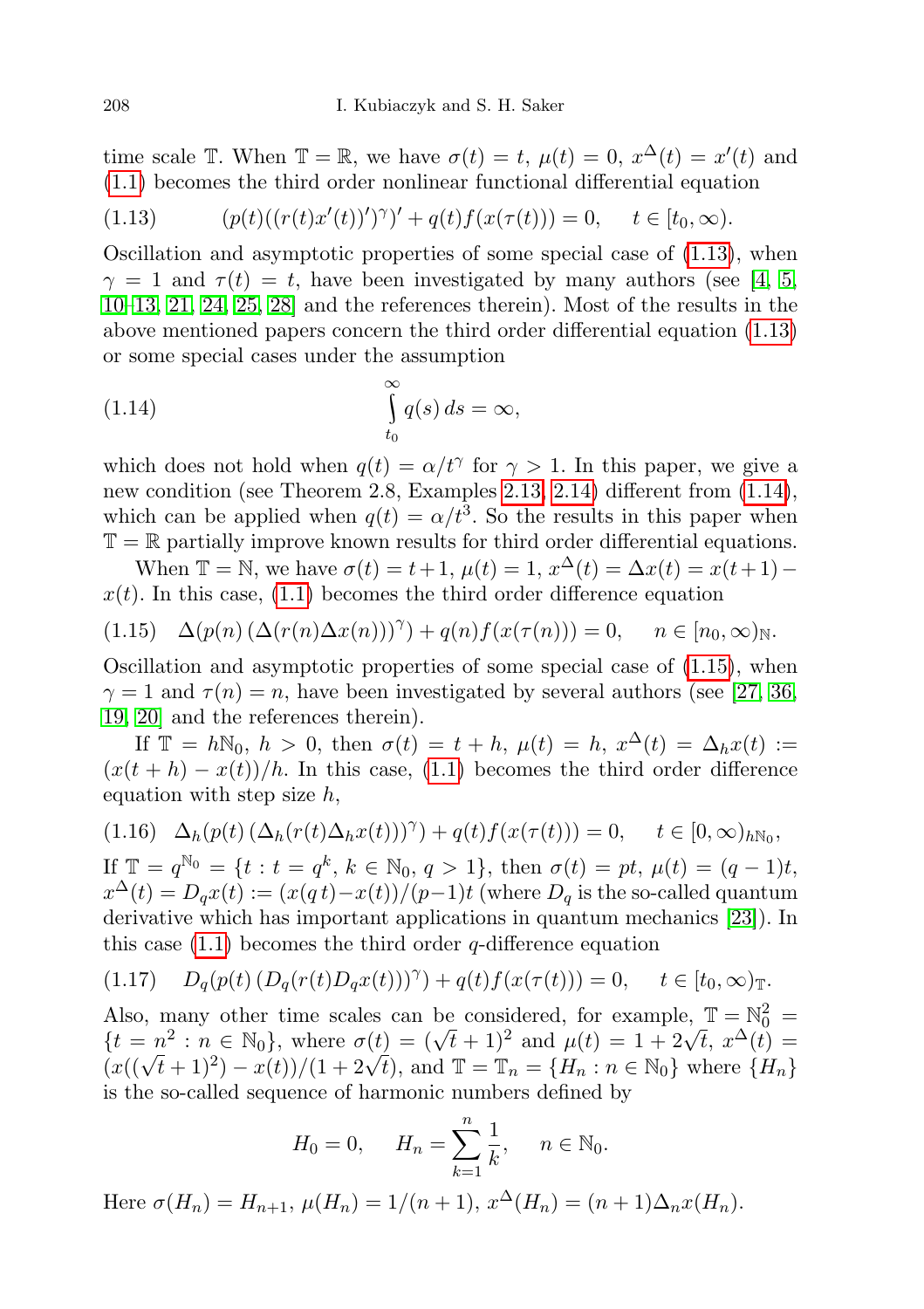time scale $\mathbb{T}$. When $\mathbb{T} = \mathbb{R}$, we have $\sigma(t) = t$, $\mu(t) = 0$, $x^{\Delta}(t) = x'(t)$ and (1.1) becomes the third order nonlinear functional differential equation

$$(p(t)((r(t)x'(t))')^{\gamma})' + q(t)f(x(\tau(t))) = 0, \quad t \in [t_0, \infty). \tag{1.13}$$

Oscillation and asymptotic properties of some special case of (1.13), when $\gamma = 1$ and $\tau(t) = t$, have been investigated by many authors (see [4, 5, 10–13, 21, 24, 25, 28] and the references therein). Most of the results in the above mentioned papers concern the third order differential equation (1.13) or some special cases under the assumption

$$\int_{t_0}^{\infty} q(s)\,ds = \infty, \tag{1.14}$$

which does not hold when $q(t) = \alpha/t^{\gamma}$ for $\gamma > 1$. In this paper, we give a new condition (see Theorem 2.8, Examples 2.13, 2.14) different from (1.14), which can be applied when $q(t) = \alpha/t^3$. So the results in this paper when $\mathbb{T} = \mathbb{R}$ partially improve known results for third order differential equations.

When $\mathbb{T} = \mathbb{N}$, we have $\sigma(t) = t+1$, $\mu(t) = 1$, $x^{\Delta}(t) = \Delta x(t) = x(t+1) - x(t)$. In this case, (1.1) becomes the third order difference equation

$$\Delta(p(n)\,(\Delta(r(n)\Delta x(n)))^{\gamma}) + q(n)f(x(\tau(n))) = 0, \quad n \in [n_0, \infty)_{\mathbb{N}}. \tag{1.15}$$

Oscillation and asymptotic properties of some special case of (1.15), when $\gamma = 1$ and $\tau(n) = n$, have been investigated by several authors (see [27, 36, 19, 20] and the references therein).

If $\mathbb{T} = h\mathbb{N}_0$, $h > 0$, then $\sigma(t) = t + h$, $\mu(t) = h$, $x^{\Delta}(t) = \Delta_h x(t) := (x(t+h) - x(t))/h$. In this case, (1.1) becomes the third order difference equation with step size $h$,

$$\Delta_h(p(t)\,(\Delta_h(r(t)\Delta_h x(t)))^{\gamma}) + q(t)f(x(\tau(t))) = 0, \quad t \in [0, \infty)_{h\mathbb{N}_0}, \tag{1.16}$$

If $\mathbb{T} = q^{\mathbb{N}_0} = \{t : t = q^k,\ k \in \mathbb{N}_0,\ q > 1\}$, then $\sigma(t) = pt$, $\mu(t) = (q-1)t$, $x^{\Delta}(t) = D_q x(t) := (x(q\,t) - x(t))/(p-1)t$ (where $D_q$ is the so-called quantum derivative which has important applications in quantum mechanics [23]). In this case (1.1) becomes the third order $q$-difference equation

$$D_q(p(t)\,(D_q(r(t)D_q x(t)))^{\gamma}) + q(t)f(x(\tau(t))) = 0, \quad t \in [t_0, \infty)_{\mathbb{T}}. \tag{1.17}$$

Also, many other time scales can be considered, for example, $\mathbb{T} = \mathbb{N}_0^2 = \{t = n^2 : n \in \mathbb{N}_0\}$, where $\sigma(t) = (\sqrt{t}+1)^2$ and $\mu(t) = 1 + 2\sqrt{t}$, $x^{\Delta}(t) = (x((\sqrt{t}+1)^2) - x(t))/(1+2\sqrt{t})$, and $\mathbb{T} = \mathbb{T}_n = \{H_n : n \in \mathbb{N}_0\}$ where $\{H_n\}$ is the so-called sequence of harmonic numbers defined by

$$H_0 = 0, \quad H_n = \sum_{k=1}^{n} \frac{1}{k}, \quad n \in \mathbb{N}_0.$$

Here $\sigma(H_n) = H_{n+1}$, $\mu(H_n) = 1/(n+1)$, $x^{\Delta}(H_n) = (n+1)\Delta_n x(H_n)$.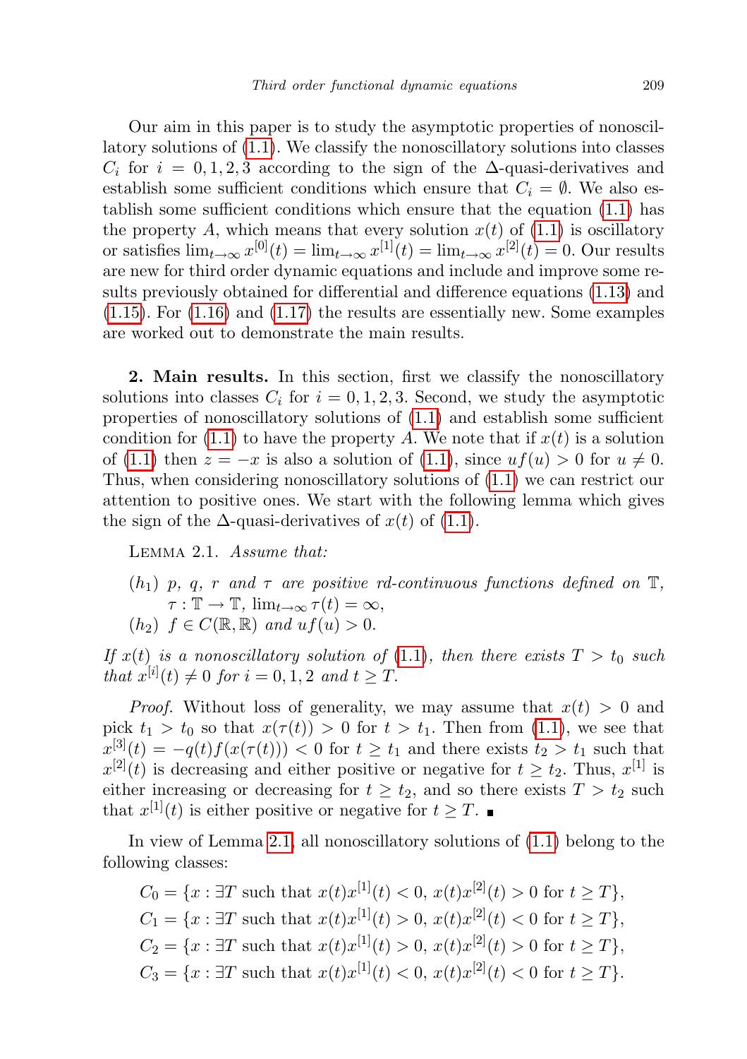Our aim in this paper is to study the asymptotic properties of nonoscillatory solutions of (1.1). We classify the nonoscillatory solutions into classes $C_i$ for $i = 0, 1, 2, 3$ according to the sign of the $\Delta$-quasi-derivatives and establish some sufficient conditions which ensure that $C_i = \emptyset$. We also establish some sufficient conditions which ensure that the equation (1.1) has the property $A$, which means that every solution $x(t)$ of (1.1) is oscillatory or satisfies $\lim_{t\to\infty} x^{[0]}(t) = \lim_{t\to\infty} x^{[1]}(t) = \lim_{t\to\infty} x^{[2]}(t) = 0$. Our results are new for third order dynamic equations and include and improve some results previously obtained for differential and difference equations (1.13) and (1.15). For (1.16) and (1.17) the results are essentially new. Some examples are worked out to demonstrate the main results.

**2. Main results.** In this section, first we classify the nonoscillatory solutions into classes $C_i$ for $i = 0, 1, 2, 3$. Second, we study the asymptotic properties of nonoscillatory solutions of (1.1) and establish some sufficient condition for (1.1) to have the property $A$. We note that if $x(t)$ is a solution of (1.1) then $z = -x$ is also a solution of (1.1), since $uf(u) > 0$ for $u \neq 0$. Thus, when considering nonoscillatory solutions of (1.1) we can restrict our attention to positive ones. We start with the following lemma which gives the sign of the $\Delta$-quasi-derivatives of $x(t)$ of (1.1).

Lemma 2.1. *Assume that:*

- $(h_1)$ *$p$, $q$, $r$ and $\tau$ are positive rd-continuous functions defined on $\mathbb{T}$, $\tau : \mathbb{T} \to \mathbb{T}$, $\lim_{t\to\infty} \tau(t) = \infty$,*
- $(h_2)$ *$f \in C(\mathbb{R}, \mathbb{R})$ and $uf(u) > 0$.*

*If $x(t)$ is a nonoscillatory solution of (1.1), then there exists $T > t_0$ such that $x^{[i]}(t) \neq 0$ for $i = 0, 1, 2$ and $t \geq T$.*

*Proof.* Without loss of generality, we may assume that $x(t) > 0$ and pick $t_1 > t_0$ so that $x(\tau(t)) > 0$ for $t > t_1$. Then from (1.1), we see that $x^{[3]}(t) = -q(t)f(x(\tau(t))) < 0$ for $t \geq t_1$ and there exists $t_2 > t_1$ such that $x^{[2]}(t)$ is decreasing and either positive or negative for $t \geq t_2$. Thus, $x^{[1]}$ is either increasing or decreasing for $t \geq t_2$, and so there exists $T > t_2$ such that $x^{[1]}(t)$ is either positive or negative for $t \geq T$. ∎

In view of Lemma 2.1, all nonoscillatory solutions of (1.1) belong to the following classes:

$$C_0 = \{x : \exists T \text{ such that } x(t)x^{[1]}(t) < 0,\ x(t)x^{[2]}(t) > 0 \text{ for } t \geq T\},$$
$$C_1 = \{x : \exists T \text{ such that } x(t)x^{[1]}(t) > 0,\ x(t)x^{[2]}(t) < 0 \text{ for } t \geq T\},$$
$$C_2 = \{x : \exists T \text{ such that } x(t)x^{[1]}(t) > 0,\ x(t)x^{[2]}(t) > 0 \text{ for } t \geq T\},$$
$$C_3 = \{x : \exists T \text{ such that } x(t)x^{[1]}(t) < 0,\ x(t)x^{[2]}(t) < 0 \text{ for } t \geq T\}.$$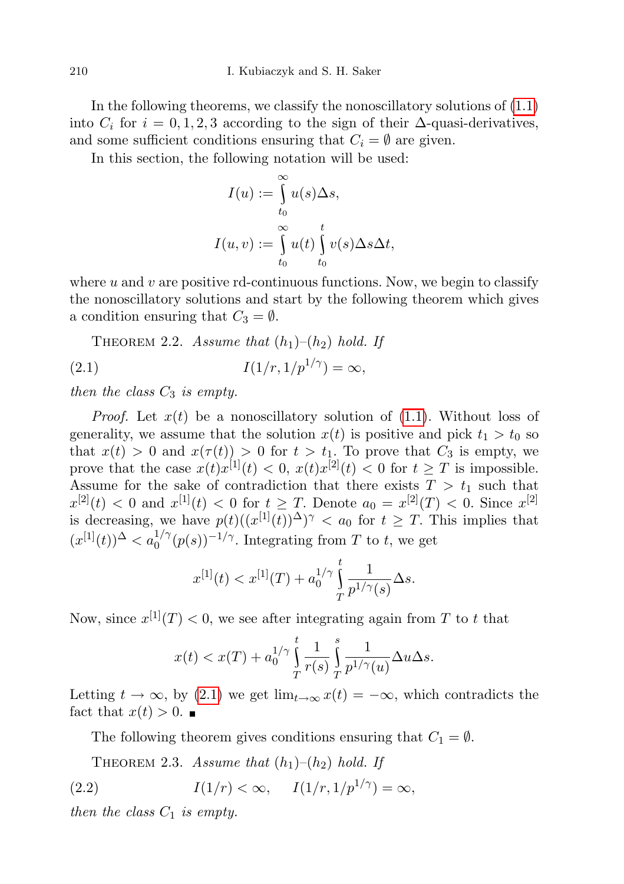In the following theorems, we classify the nonoscillatory solutions of (1.1) into $C_i$ for $i = 0, 1, 2, 3$ according to the sign of their $\Delta$-quasi-derivatives, and some sufficient conditions ensuring that $C_i = \emptyset$ are given.

In this section, the following notation will be used:

$$I(u) := \int_{t_0}^{\infty} u(s)\Delta s,$$

$$I(u, v) := \int_{t_0}^{\infty} u(t) \int_{t_0}^{t} v(s)\Delta s\Delta t,$$

where $u$ and $v$ are positive rd-continuous functions. Now, we begin to classify the nonoscillatory solutions and start by the following theorem which gives a condition ensuring that $C_3 = \emptyset$.

Theorem 2.2. *Assume that* $(h_1)$–$(h_2)$ *hold. If*

$$I(1/r, 1/p^{1/\gamma}) = \infty, \tag{2.1}$$

*then the class* $C_3$ *is empty.*

*Proof.* Let $x(t)$ be a nonoscillatory solution of (1.1). Without loss of generality, we assume that the solution $x(t)$ is positive and pick $t_1 > t_0$ so that $x(t) > 0$ and $x(\tau(t)) > 0$ for $t > t_1$. To prove that $C_3$ is empty, we prove that the case $x(t)x^{[1]}(t) < 0$, $x(t)x^{[2]}(t) < 0$ for $t \geq T$ is impossible. Assume for the sake of contradiction that there exists $T > t_1$ such that $x^{[2]}(t) < 0$ and $x^{[1]}(t) < 0$ for $t \geq T$. Denote $a_0 = x^{[2]}(T) < 0$. Since $x^{[2]}$ is decreasing, we have $p(t)((x^{[1]}(t))^{\Delta})^{\gamma} < a_0$ for $t \geq T$. This implies that $(x^{[1]}(t))^{\Delta} < a_0^{1/\gamma}(p(s))^{-1/\gamma}$. Integrating from $T$ to $t$, we get

$$x^{[1]}(t) < x^{[1]}(T) + a_0^{1/\gamma} \int_{T}^{t} \frac{1}{p^{1/\gamma}(s)}\Delta s.$$

Now, since $x^{[1]}(T) < 0$, we see after integrating again from $T$ to $t$ that

$$x(t) < x(T) + a_0^{1/\gamma} \int_{T}^{t} \frac{1}{r(s)} \int_{T}^{s} \frac{1}{p^{1/\gamma}(u)}\Delta u\Delta s.$$

Letting $t \to \infty$, by (2.1) we get $\lim_{t\to\infty} x(t) = -\infty$, which contradicts the fact that $x(t) > 0$. ∎

The following theorem gives conditions ensuring that $C_1 = \emptyset$.

Theorem 2.3. *Assume that* $(h_1)$–$(h_2)$ *hold. If*

$$I(1/r) < \infty, \qquad I(1/r, 1/p^{1/\gamma}) = \infty, \tag{2.2}$$

*then the class* $C_1$ *is empty.*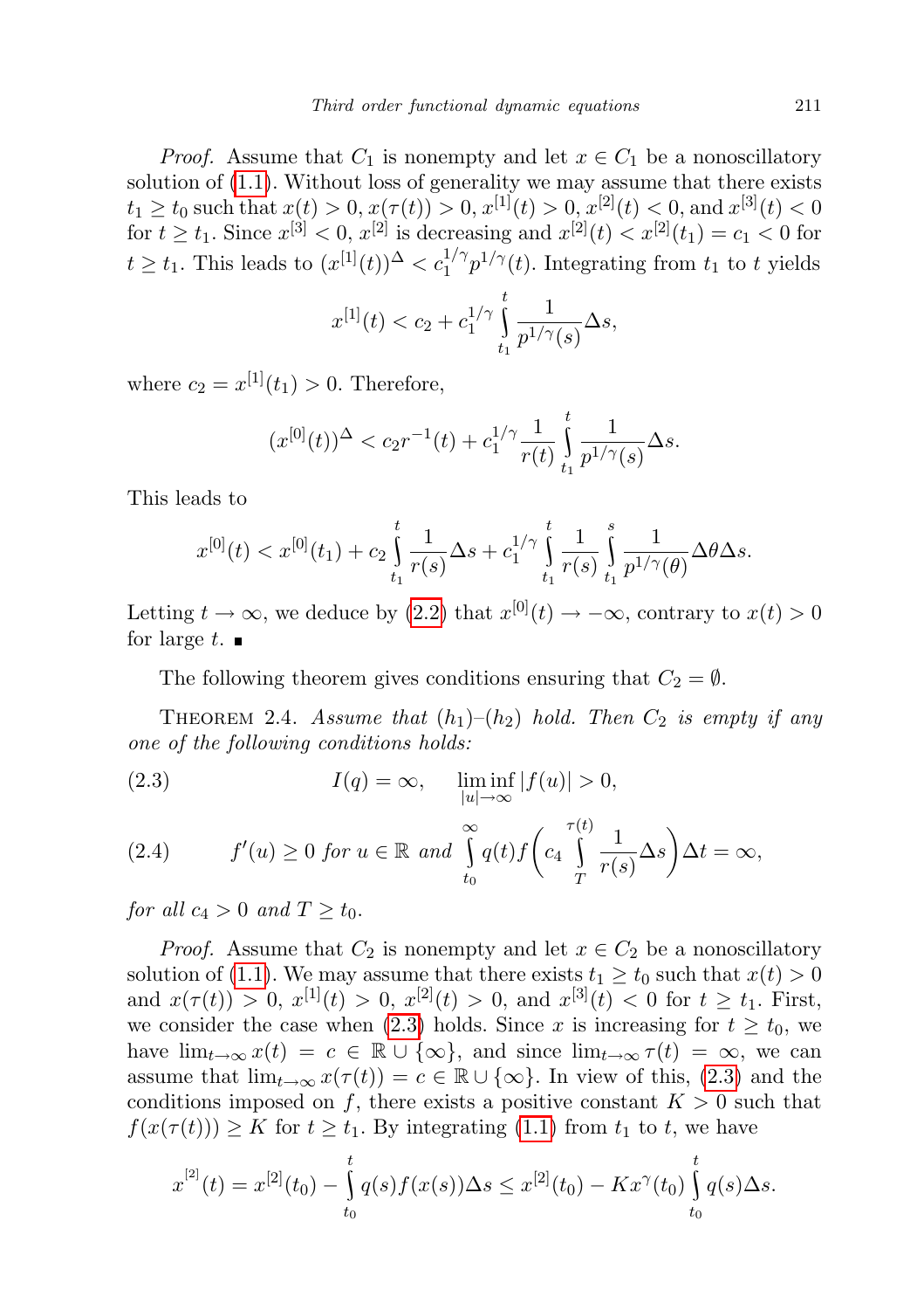*Proof.* Assume that $C_1$ is nonempty and let $x \in C_1$ be a nonoscillatory solution of (1.1). Without loss of generality we may assume that there exists $t_1 \geq t_0$ such that $x(t) > 0$, $x(\tau(t)) > 0$, $x^{[1]}(t) > 0$, $x^{[2]}(t) < 0$, and $x^{[3]}(t) < 0$ for $t \geq t_1$. Since $x^{[3]} < 0$, $x^{[2]}$ is decreasing and $x^{[2]}(t) < x^{[2]}(t_1) = c_1 < 0$ for $t \geq t_1$. This leads to $(x^{[1]}(t))^{\Delta} < c_1^{1/\gamma} p^{1/\gamma}(t)$. Integrating from $t_1$ to $t$ yields

$$x^{[1]}(t) < c_2 + c_1^{1/\gamma} \int_{t_1}^{t} \frac{1}{p^{1/\gamma}(s)} \Delta s,$$

where $c_2 = x^{[1]}(t_1) > 0$. Therefore,

$$(x^{[0]}(t))^{\Delta} < c_2 r^{-1}(t) + c_1^{1/\gamma} \frac{1}{r(t)} \int_{t_1}^{t} \frac{1}{p^{1/\gamma}(s)} \Delta s.$$

This leads to

$$x^{[0]}(t) < x^{[0]}(t_1) + c_2 \int_{t_1}^{t} \frac{1}{r(s)} \Delta s + c_1^{1/\gamma} \int_{t_1}^{t} \frac{1}{r(s)} \int_{t_1}^{s} \frac{1}{p^{1/\gamma}(\theta)} \Delta\theta \Delta s.$$

Letting $t \to \infty$, we deduce by (2.2) that $x^{[0]}(t) \to -\infty$, contrary to $x(t) > 0$ for large $t$. ∎

The following theorem gives conditions ensuring that $C_2 = \emptyset$.

Theorem 2.4. *Assume that* $(h_1)$–$(h_2)$ *hold. Then* $C_2$ *is empty if any one of the following conditions holds:*

$$I(q) = \infty, \quad \liminf_{|u| \to \infty} |f(u)| > 0, \tag{2.3}$$

$$f'(u) \geq 0 \text{ for } u \in \mathbb{R} \text{ and } \int_{t_0}^{\infty} q(t) f\left(c_4 \int_{T}^{\tau(t)} \frac{1}{r(s)} \Delta s\right) \Delta t = \infty, \tag{2.4}$$

*for all* $c_4 > 0$ *and* $T \geq t_0$.

*Proof.* Assume that $C_2$ is nonempty and let $x \in C_2$ be a nonoscillatory solution of (1.1). We may assume that there exists $t_1 \geq t_0$ such that $x(t) > 0$ and $x(\tau(t)) > 0$, $x^{[1]}(t) > 0$, $x^{[2]}(t) > 0$, and $x^{[3]}(t) < 0$ for $t \geq t_1$. First, we consider the case when (2.3) holds. Since $x$ is increasing for $t \geq t_0$, we have $\lim_{t \to \infty} x(t) = c \in \mathbb{R} \cup \{\infty\}$, and since $\lim_{t \to \infty} \tau(t) = \infty$, we can assume that $\lim_{t \to \infty} x(\tau(t)) = c \in \mathbb{R} \cup \{\infty\}$. In view of this, (2.3) and the conditions imposed on $f$, there exists a positive constant $K > 0$ such that $f(x(\tau(t))) \geq K$ for $t \geq t_1$. By integrating (1.1) from $t_1$ to $t$, we have

$$x^{[2]}(t) = x^{[2]}(t_0) - \int_{t_0}^{t} q(s) f(x(s)) \Delta s \leq x^{[2]}(t_0) - K x^{\gamma}(t_0) \int_{t_0}^{t} q(s) \Delta s.$$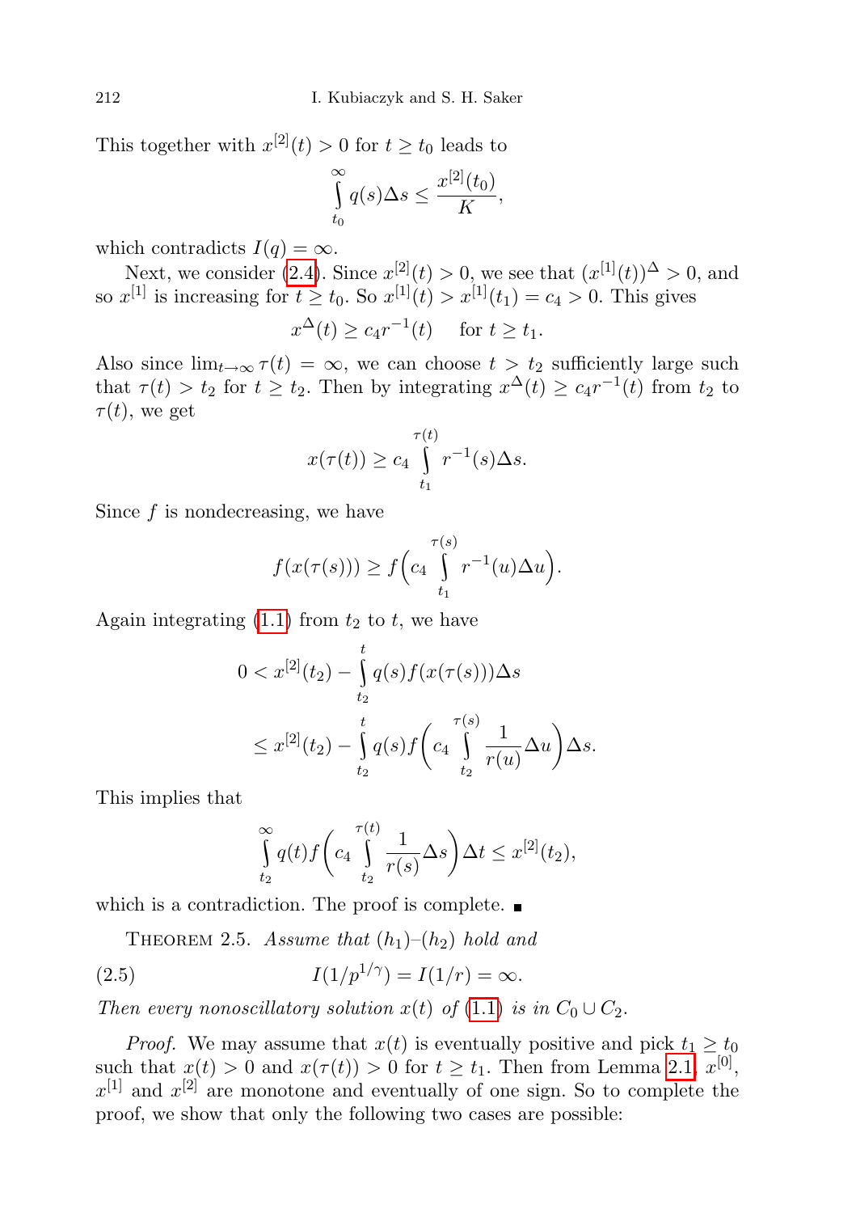This together with $x^{[2]}(t) > 0$ for $t \geq t_0$ leads to

$$\int_{t_0}^{\infty} q(s)\Delta s \leq \frac{x^{[2]}(t_0)}{K},$$

which contradicts $I(q) = \infty$.

Next, we consider (2.4). Since $x^{[2]}(t) > 0$, we see that $(x^{[1]}(t))^{\Delta} > 0$, and so $x^{[1]}$ is increasing for $t \geq t_0$. So $x^{[1]}(t) > x^{[1]}(t_1) = c_4 > 0$. This gives

$$x^{\Delta}(t) \geq c_4 r^{-1}(t) \quad \text{ for } t \geq t_1.$$

Also since $\lim_{t\to\infty} \tau(t) = \infty$, we can choose $t > t_2$ sufficiently large such that $\tau(t) > t_2$ for $t \geq t_2$. Then by integrating $x^{\Delta}(t) \geq c_4 r^{-1}(t)$ from $t_2$ to $\tau(t)$, we get

$$x(\tau(t)) \geq c_4 \int_{t_1}^{\tau(t)} r^{-1}(s)\Delta s.$$

Since $f$ is nondecreasing, we have

$$f(x(\tau(s))) \geq f\Big(c_4 \int_{t_1}^{\tau(s)} r^{-1}(u)\Delta u\Big).$$

Again integrating (1.1) from $t_2$ to $t$, we have

$$\begin{aligned} 0 &< x^{[2]}(t_2) - \int_{t_2}^{t} q(s) f(x(\tau(s)))\Delta s \\ &\leq x^{[2]}(t_2) - \int_{t_2}^{t} q(s) f\Big(c_4 \int_{t_2}^{\tau(s)} \frac{1}{r(u)}\Delta u\Big)\Delta s. \end{aligned}$$

This implies that

$$\int_{t_2}^{\infty} q(t) f\Big(c_4 \int_{t_2}^{\tau(t)} \frac{1}{r(s)}\Delta s\Big)\Delta t \leq x^{[2]}(t_2),$$

which is a contradiction. The proof is complete. ■

Theorem 2.5. *Assume that* $(h_1)$–$(h_2)$ *hold and*

$$I(1/p^{1/\gamma}) = I(1/r) = \infty. \tag{2.5}$$

*Then every nonoscillatory solution* $x(t)$ *of* (1.1) *is in* $C_0 \cup C_2$.

*Proof.* We may assume that $x(t)$ is eventually positive and pick $t_1 \geq t_0$ such that $x(t) > 0$ and $x(\tau(t)) > 0$ for $t \geq t_1$. Then from Lemma 2.1, $x^{[0]}$, $x^{[1]}$ and $x^{[2]}$ are monotone and eventually of one sign. So to complete the proof, we show that only the following two cases are possible: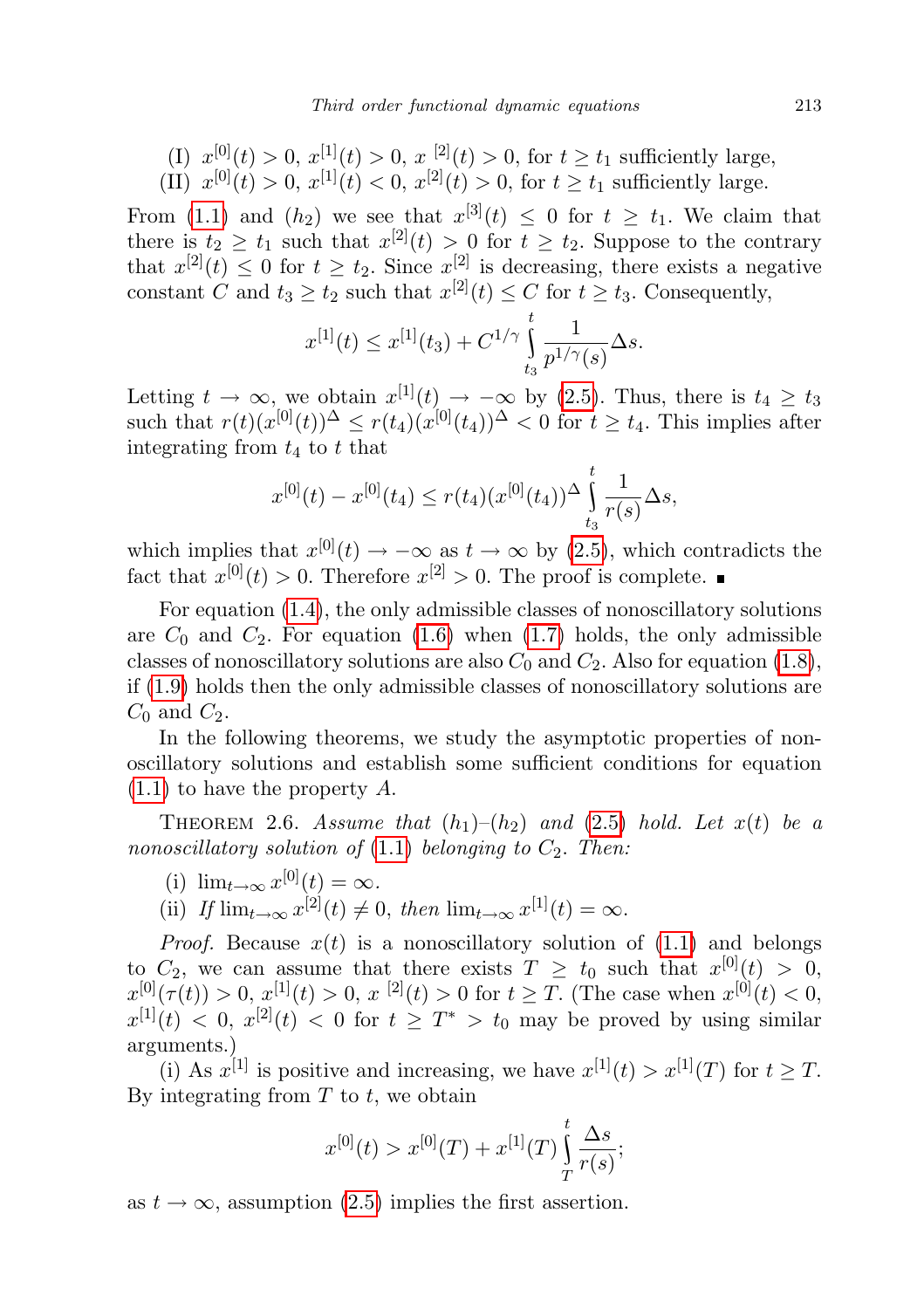(I) $x^{[0]}(t) > 0$, $x^{[1]}(t) > 0$, $x^{[2]}(t) > 0$, for $t \geq t_1$ sufficiently large,
(II) $x^{[0]}(t) > 0$, $x^{[1]}(t) < 0$, $x^{[2]}(t) > 0$, for $t \geq t_1$ sufficiently large.

From (1.1) and $(h_2)$ we see that $x^{[3]}(t) \leq 0$ for $t \geq t_1$. We claim that there is $t_2 \geq t_1$ such that $x^{[2]}(t) > 0$ for $t \geq t_2$. Suppose to the contrary that $x^{[2]}(t) \leq 0$ for $t \geq t_2$. Since $x^{[2]}$ is decreasing, there exists a negative constant $C$ and $t_3 \geq t_2$ such that $x^{[2]}(t) \leq C$ for $t \geq t_3$. Consequently,

$$x^{[1]}(t) \leq x^{[1]}(t_3) + C^{1/\gamma} \int_{t_3}^{t} \frac{1}{p^{1/\gamma}(s)} \Delta s.$$

Letting $t \to \infty$, we obtain $x^{[1]}(t) \to -\infty$ by (2.5). Thus, there is $t_4 \geq t_3$ such that $r(t)(x^{[0]}(t))^{\Delta} \leq r(t_4)(x^{[0]}(t_4))^{\Delta} < 0$ for $t \geq t_4$. This implies after integrating from $t_4$ to $t$ that

$$x^{[0]}(t) - x^{[0]}(t_4) \leq r(t_4)(x^{[0]}(t_4))^{\Delta} \int_{t_3}^{t} \frac{1}{r(s)} \Delta s,$$

which implies that $x^{[0]}(t) \to -\infty$ as $t \to \infty$ by (2.5), which contradicts the fact that $x^{[0]}(t) > 0$. Therefore $x^{[2]} > 0$. The proof is complete. ∎

For equation (1.4), the only admissible classes of nonoscillatory solutions are $C_0$ and $C_2$. For equation (1.6) when (1.7) holds, the only admissible classes of nonoscillatory solutions are also $C_0$ and $C_2$. Also for equation (1.8), if (1.9) holds then the only admissible classes of nonoscillatory solutions are $C_0$ and $C_2$.

In the following theorems, we study the asymptotic properties of nonoscillatory solutions and establish some sufficient conditions for equation (1.1) to have the property $A$.

Theorem 2.6. *Assume that $(h_1)$–$(h_2)$ and (2.5) hold. Let $x(t)$ be a nonoscillatory solution of (1.1) belonging to $C_2$. Then:*

(i) $\lim_{t\to\infty} x^{[0]}(t) = \infty$.
(ii) *If* $\lim_{t\to\infty} x^{[2]}(t) \neq 0$, *then* $\lim_{t\to\infty} x^{[1]}(t) = \infty$.

*Proof.* Because $x(t)$ is a nonoscillatory solution of (1.1) and belongs to $C_2$, we can assume that there exists $T \geq t_0$ such that $x^{[0]}(t) > 0$, $x^{[0]}(\tau(t)) > 0$, $x^{[1]}(t) > 0$, $x^{[2]}(t) > 0$ for $t \geq T$. (The case when $x^{[0]}(t) < 0$, $x^{[1]}(t) < 0$, $x^{[2]}(t) < 0$ for $t \geq T^* > t_0$ may be proved by using similar arguments.)

(i) As $x^{[1]}$ is positive and increasing, we have $x^{[1]}(t) > x^{[1]}(T)$ for $t \geq T$. By integrating from $T$ to $t$, we obtain

$$x^{[0]}(t) > x^{[0]}(T) + x^{[1]}(T) \int_{T}^{t} \frac{\Delta s}{r(s)};$$

as $t \to \infty$, assumption (2.5) implies the first assertion.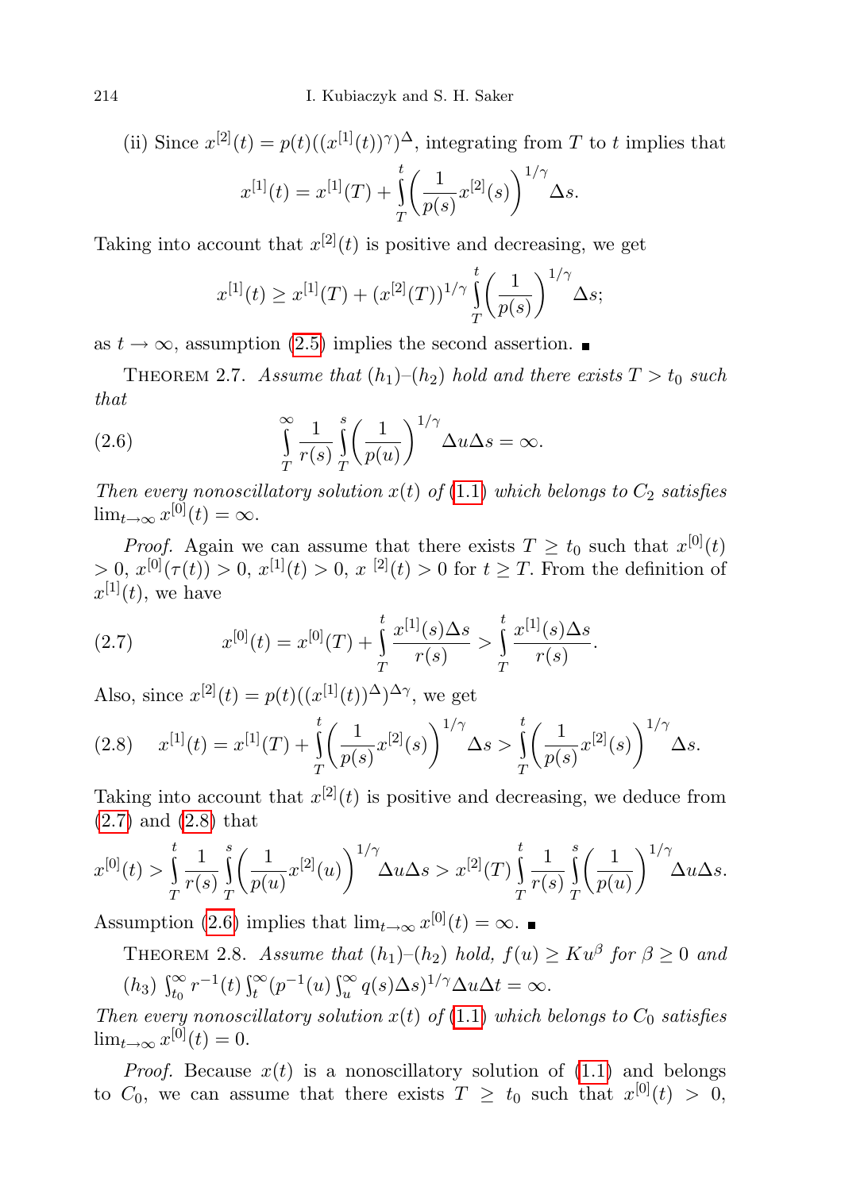(ii) Since $x^{[2]}(t) = p(t)((x^{[1]}(t))^{\gamma})^{\Delta}$, integrating from $T$ to $t$ implies that

$$x^{[1]}(t) = x^{[1]}(T) + \int_T^t \left(\frac{1}{p(s)} x^{[2]}(s)\right)^{1/\gamma} \Delta s.$$

Taking into account that $x^{[2]}(t)$ is positive and decreasing, we get

$$x^{[1]}(t) \geq x^{[1]}(T) + (x^{[2]}(T))^{1/\gamma} \int_T^t \left(\frac{1}{p(s)}\right)^{1/\gamma} \Delta s;$$

as $t \to \infty$, assumption (2.5) implies the second assertion. ∎

Theorem 2.7. *Assume that* $(h_1)$–$(h_2)$ *hold and there exists* $T > t_0$ *such that*

$$\int_T^{\infty} \frac{1}{r(s)} \int_T^s \left(\frac{1}{p(u)}\right)^{1/\gamma} \Delta u \Delta s = \infty. \tag{2.6}$$

*Then every nonoscillatory solution* $x(t)$ *of* (1.1) *which belongs to* $C_2$ *satisfies* $\lim_{t\to\infty} x^{[0]}(t) = \infty$.

*Proof.* Again we can assume that there exists $T \geq t_0$ such that $x^{[0]}(t) > 0$, $x^{[0]}(\tau(t)) > 0$, $x^{[1]}(t) > 0$, $x^{[2]}(t) > 0$ for $t \geq T$. From the definition of $x^{[1]}(t)$, we have

$$x^{[0]}(t) = x^{[0]}(T) + \int_T^t \frac{x^{[1]}(s)\Delta s}{r(s)} > \int_T^t \frac{x^{[1]}(s)\Delta s}{r(s)}. \tag{2.7}$$

Also, since $x^{[2]}(t) = p(t)((x^{[1]}(t))^{\Delta})^{\Delta\gamma}$, we get

$$x^{[1]}(t) = x^{[1]}(T) + \int_T^t \left(\frac{1}{p(s)} x^{[2]}(s)\right)^{1/\gamma} \Delta s > \int_T^t \left(\frac{1}{p(s)} x^{[2]}(s)\right)^{1/\gamma} \Delta s. \tag{2.8}$$

Taking into account that $x^{[2]}(t)$ is positive and decreasing, we deduce from (2.7) and (2.8) that

$$x^{[0]}(t) > \int_T^t \frac{1}{r(s)} \int_T^s \left(\frac{1}{p(u)} x^{[2]}(u)\right)^{1/\gamma} \Delta u \Delta s > x^{[2]}(T) \int_T^t \frac{1}{r(s)} \int_T^s \left(\frac{1}{p(u)}\right)^{1/\gamma} \Delta u \Delta s.$$

Assumption (2.6) implies that $\lim_{t\to\infty} x^{[0]}(t) = \infty$. ∎

Theorem 2.8. *Assume that* $(h_1)$–$(h_2)$ *hold,* $f(u) \geq K u^{\beta}$ *for* $\beta \geq 0$ *and*

$(h_3)$ $\int_{t_0}^{\infty} r^{-1}(t) \int_t^{\infty} (p^{-1}(u) \int_u^{\infty} q(s)\Delta s)^{1/\gamma} \Delta u \Delta t = \infty.$

*Then every nonoscillatory solution* $x(t)$ *of* (1.1) *which belongs to* $C_0$ *satisfies* $\lim_{t\to\infty} x^{[0]}(t) = 0$.

*Proof.* Because $x(t)$ is a nonoscillatory solution of (1.1) and belongs to $C_0$, we can assume that there exists $T \geq t_0$ such that $x^{[0]}(t) > 0$,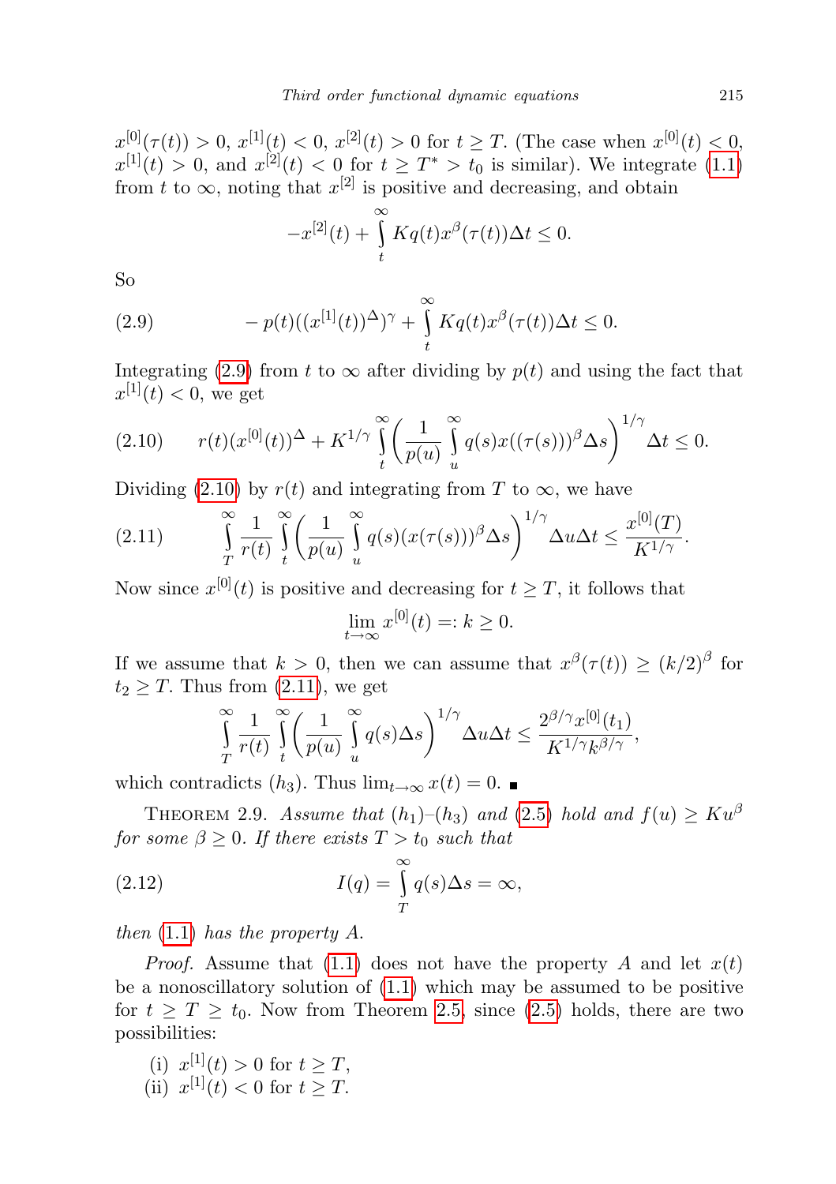$x^{[0]}(\tau(t)) > 0$, $x^{[1]}(t) < 0$, $x^{[2]}(t) > 0$ for $t \geq T$. (The case when $x^{[0]}(t) < 0$, $x^{[1]}(t) > 0$, and $x^{[2]}(t) < 0$ for $t \geq T^* > t_0$ is similar). We integrate (1.1) from $t$ to $\infty$, noting that $x^{[2]}$ is positive and decreasing, and obtain

$$-x^{[2]}(t) + \int_t^\infty Kq(t)x^\beta(\tau(t))\Delta t \leq 0.$$

So

$$- p(t)((x^{[1]}(t))^\Delta)^\gamma + \int_t^\infty Kq(t)x^\beta(\tau(t))\Delta t \leq 0. \tag{2.9}$$

Integrating (2.9) from $t$ to $\infty$ after dividing by $p(t)$ and using the fact that $x^{[1]}(t) < 0$, we get

$$r(t)(x^{[0]}(t))^\Delta + K^{1/\gamma}\int_t^\infty \left(\frac{1}{p(u)}\int_u^\infty q(s)x((\tau(s)))^\beta\Delta s\right)^{1/\gamma}\Delta t \leq 0. \tag{2.10}$$

Dividing (2.10) by $r(t)$ and integrating from $T$ to $\infty$, we have

$$\int_T^\infty \frac{1}{r(t)}\int_t^\infty \left(\frac{1}{p(u)}\int_u^\infty q(s)(x(\tau(s)))^\beta\Delta s\right)^{1/\gamma}\Delta u\Delta t \leq \frac{x^{[0]}(T)}{K^{1/\gamma}}. \tag{2.11}$$

Now since $x^{[0]}(t)$ is positive and decreasing for $t \geq T$, it follows that

$$\lim_{t\to\infty} x^{[0]}(t) =: k \geq 0.$$

If we assume that $k > 0$, then we can assume that $x^\beta(\tau(t)) \geq (k/2)^\beta$ for $t_2 \geq T$. Thus from (2.11), we get

$$\int_T^\infty \frac{1}{r(t)}\int_t^\infty \left(\frac{1}{p(u)}\int_u^\infty q(s)\Delta s\right)^{1/\gamma}\Delta u\Delta t \leq \frac{2^{\beta/\gamma}x^{[0]}(t_1)}{K^{1/\gamma}k^{\beta/\gamma}},$$

which contradicts $(h_3)$. Thus $\lim_{t\to\infty} x(t) = 0$. ∎

Theorem 2.9. *Assume that $(h_1)$–$(h_3)$ and (2.5) hold and $f(u) \geq Ku^\beta$ for some $\beta \geq 0$. If there exists $T > t_0$ such that*

$$I(q) = \int_T^\infty q(s)\Delta s = \infty, \tag{2.12}$$

*then (1.1) has the property A.*

*Proof.* Assume that (1.1) does not have the property $A$ and let $x(t)$ be a nonoscillatory solution of (1.1) which may be assumed to be positive for $t \geq T \geq t_0$. Now from Theorem 2.5, since (2.5) holds, there are two possibilities:

(i) $x^{[1]}(t) > 0$ for $t \geq T$,
(ii) $x^{[1]}(t) < 0$ for $t \geq T$.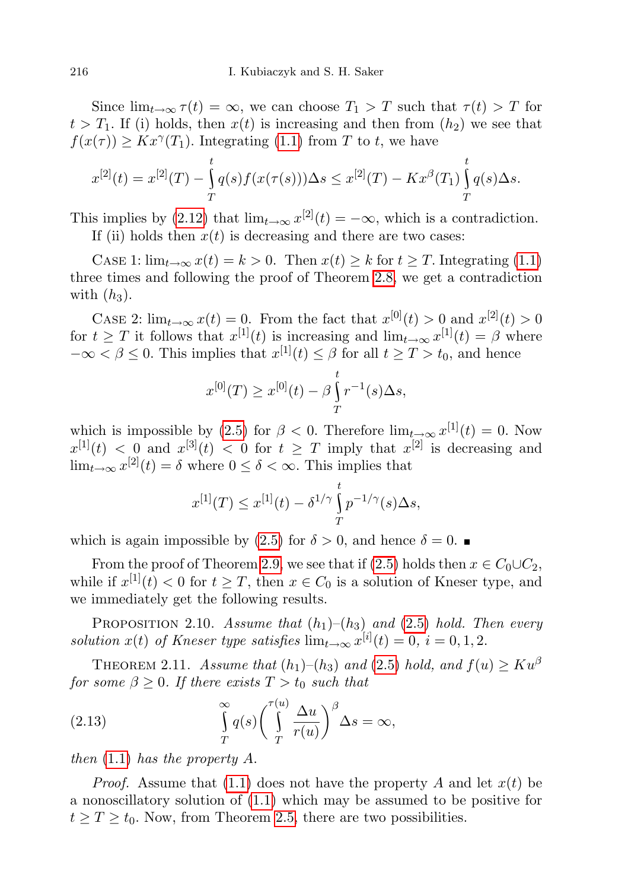Since $\lim_{t\to\infty}\tau(t) = \infty$, we can choose $T_1 > T$ such that $\tau(t) > T$ for $t > T_1$. If (i) holds, then $x(t)$ is increasing and then from $(h_2)$ we see that $f(x(\tau)) \geq Kx^{\gamma}(T_1)$. Integrating (1.1) from $T$ to $t$, we have

$$x^{[2]}(t) = x^{[2]}(T) - \int_T^t q(s)f(x(\tau(s)))\Delta s \leq x^{[2]}(T) - Kx^{\beta}(T_1)\int_T^t q(s)\Delta s.$$

This implies by (2.12) that $\lim_{t\to\infty} x^{[2]}(t) = -\infty$, which is a contradiction.

If (ii) holds then $x(t)$ is decreasing and there are two cases:

Case 1: $\lim_{t\to\infty} x(t) = k > 0$. Then $x(t) \geq k$ for $t \geq T$. Integrating (1.1) three times and following the proof of Theorem 2.8, we get a contradiction with $(h_3)$.

Case 2: $\lim_{t\to\infty} x(t) = 0$. From the fact that $x^{[0]}(t) > 0$ and $x^{[2]}(t) > 0$ for $t \geq T$ it follows that $x^{[1]}(t)$ is increasing and $\lim_{t\to\infty} x^{[1]}(t) = \beta$ where $-\infty < \beta \leq 0$. This implies that $x^{[1]}(t) \leq \beta$ for all $t \geq T > t_0$, and hence

$$x^{[0]}(T) \geq x^{[0]}(t) - \beta\int_T^t r^{-1}(s)\Delta s,$$

which is impossible by (2.5) for $\beta < 0$. Therefore $\lim_{t\to\infty} x^{[1]}(t) = 0$. Now $x^{[1]}(t) < 0$ and $x^{[3]}(t) < 0$ for $t \geq T$ imply that $x^{[2]}$ is decreasing and $\lim_{t\to\infty} x^{[2]}(t) = \delta$ where $0 \leq \delta < \infty$. This implies that

$$x^{[1]}(T) \leq x^{[1]}(t) - \delta^{1/\gamma}\int_T^t p^{-1/\gamma}(s)\Delta s,$$

which is again impossible by (2.5) for $\delta > 0$, and hence $\delta = 0$. ∎

From the proof of Theorem 2.9, we see that if (2.5) holds then $x \in C_0 \cup C_2$, while if $x^{[1]}(t) < 0$ for $t \geq T$, then $x \in C_0$ is a solution of Kneser type, and we immediately get the following results.

Proposition 2.10. *Assume that $(h_1)$–$(h_3)$ and (2.5) hold. Then every solution $x(t)$ of Kneser type satisfies $\lim_{t\to\infty} x^{[i]}(t) = 0$, $i = 0, 1, 2$.*

Theorem 2.11. *Assume that $(h_1)$–$(h_3)$ and (2.5) hold, and $f(u) \geq Ku^{\beta}$ for some $\beta \geq 0$. If there exists $T > t_0$ such that*

$$\int_T^{\infty} q(s)\left(\int_T^{\tau(u)} \frac{\Delta u}{r(u)}\right)^{\beta}\Delta s = \infty, \tag{2.13}$$

*then (1.1) has the property A.*

*Proof.* Assume that (1.1) does not have the property $A$ and let $x(t)$ be a nonoscillatory solution of (1.1) which may be assumed to be positive for $t \geq T \geq t_0$. Now, from Theorem 2.5, there are two possibilities.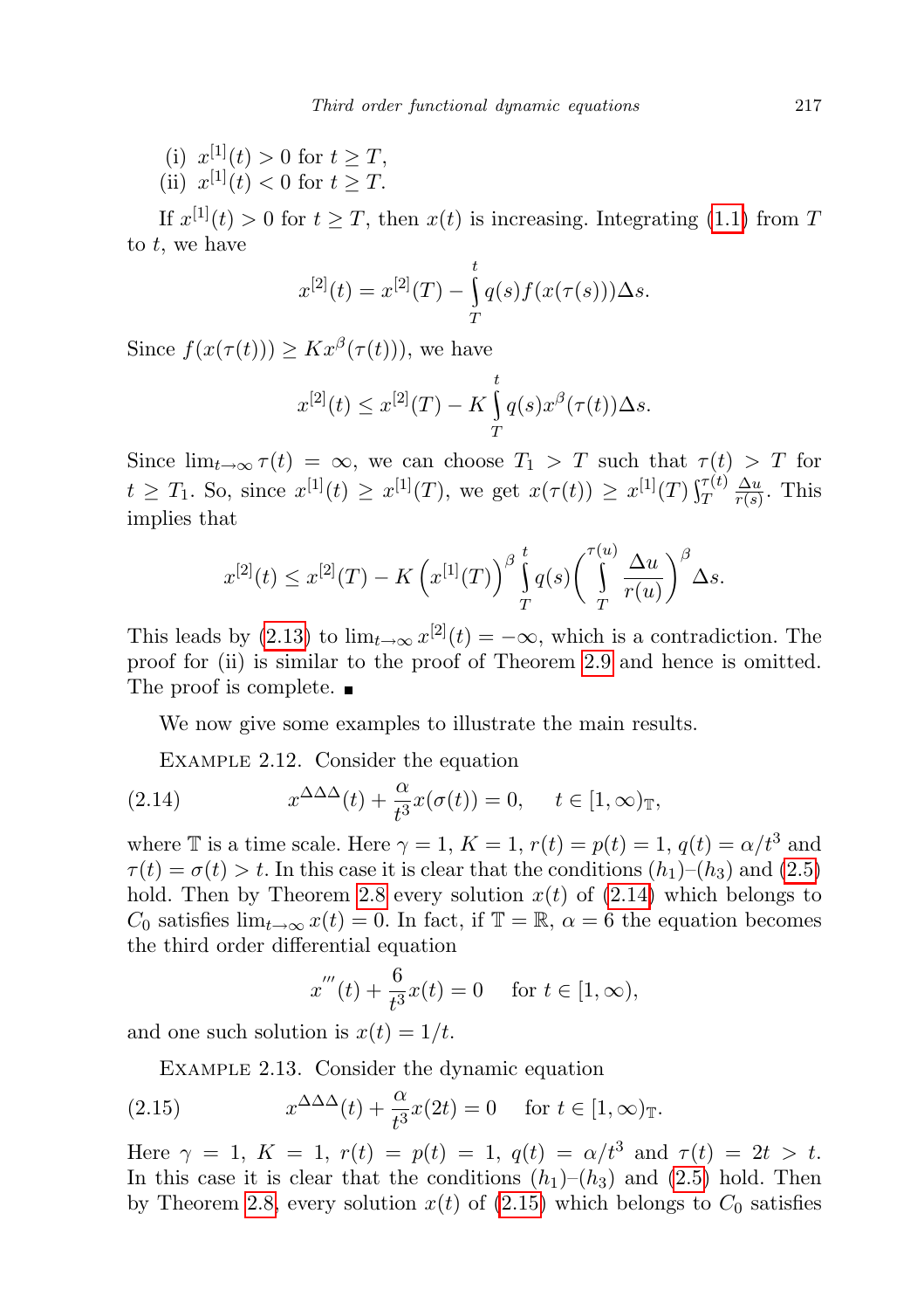(i) $x^{[1]}(t) > 0$ for $t \geq T$,
(ii) $x^{[1]}(t) < 0$ for $t \geq T$.

If $x^{[1]}(t) > 0$ for $t \geq T$, then $x(t)$ is increasing. Integrating (1.1) from $T$ to $t$, we have

$$x^{[2]}(t) = x^{[2]}(T) - \int_T^t q(s) f(x(\tau(s)))\Delta s.$$

Since $f(x(\tau(t))) \geq K x^{\beta}(\tau(t)))$, we have

$$x^{[2]}(t) \leq x^{[2]}(T) - K \int_T^t q(s) x^{\beta}(\tau(t))\Delta s.$$

Since $\lim_{t\to\infty} \tau(t) = \infty$, we can choose $T_1 > T$ such that $\tau(t) > T$ for $t \geq T_1$. So, since $x^{[1]}(t) \geq x^{[1]}(T)$, we get $x(\tau(t)) \geq x^{[1]}(T) \int_T^{\tau(t)} \frac{\Delta u}{r(s)}$. This implies that

$$x^{[2]}(t) \leq x^{[2]}(T) - K \left(x^{[1]}(T)\right)^{\beta} \int_T^t q(s) \bigg( \int_T^{\tau(u)} \frac{\Delta u}{r(u)} \bigg)^{\beta} \Delta s.$$

This leads by (2.13) to $\lim_{t\to\infty} x^{[2]}(t) = -\infty$, which is a contradiction. The proof for (ii) is similar to the proof of Theorem 2.9 and hence is omitted. The proof is complete. ∎

We now give some examples to illustrate the main results.

Example 2.12. Consider the equation

$$x^{\Delta\Delta\Delta}(t) + \frac{\alpha}{t^3} x(\sigma(t)) = 0, \quad t \in [1, \infty)_{\mathbb{T}}, \tag{2.14}$$

where $\mathbb{T}$ is a time scale. Here $\gamma = 1$, $K = 1$, $r(t) = p(t) = 1$, $q(t) = \alpha/t^3$ and $\tau(t) = \sigma(t) > t$. In this case it is clear that the conditions $(h_1)$–$(h_3)$ and (2.5) hold. Then by Theorem 2.8 every solution $x(t)$ of (2.14) which belongs to $C_0$ satisfies $\lim_{t\to\infty} x(t) = 0$. In fact, if $\mathbb{T} = \mathbb{R}$, $\alpha = 6$ the equation becomes the third order differential equation

$$x'''(t) + \frac{6}{t^3} x(t) = 0 \quad \text{for } t \in [1, \infty),$$

and one such solution is $x(t) = 1/t$.

Example 2.13. Consider the dynamic equation

$$x^{\Delta\Delta\Delta}(t) + \frac{\alpha}{t^3} x(2t) = 0 \quad \text{for } t \in [1, \infty)_{\mathbb{T}}. \tag{2.15}$$

Here $\gamma = 1$, $K = 1$, $r(t) = p(t) = 1$, $q(t) = \alpha/t^3$ and $\tau(t) = 2t > t$. In this case it is clear that the conditions $(h_1)$–$(h_3)$ and (2.5) hold. Then by Theorem 2.8, every solution $x(t)$ of (2.15) which belongs to $C_0$ satisfies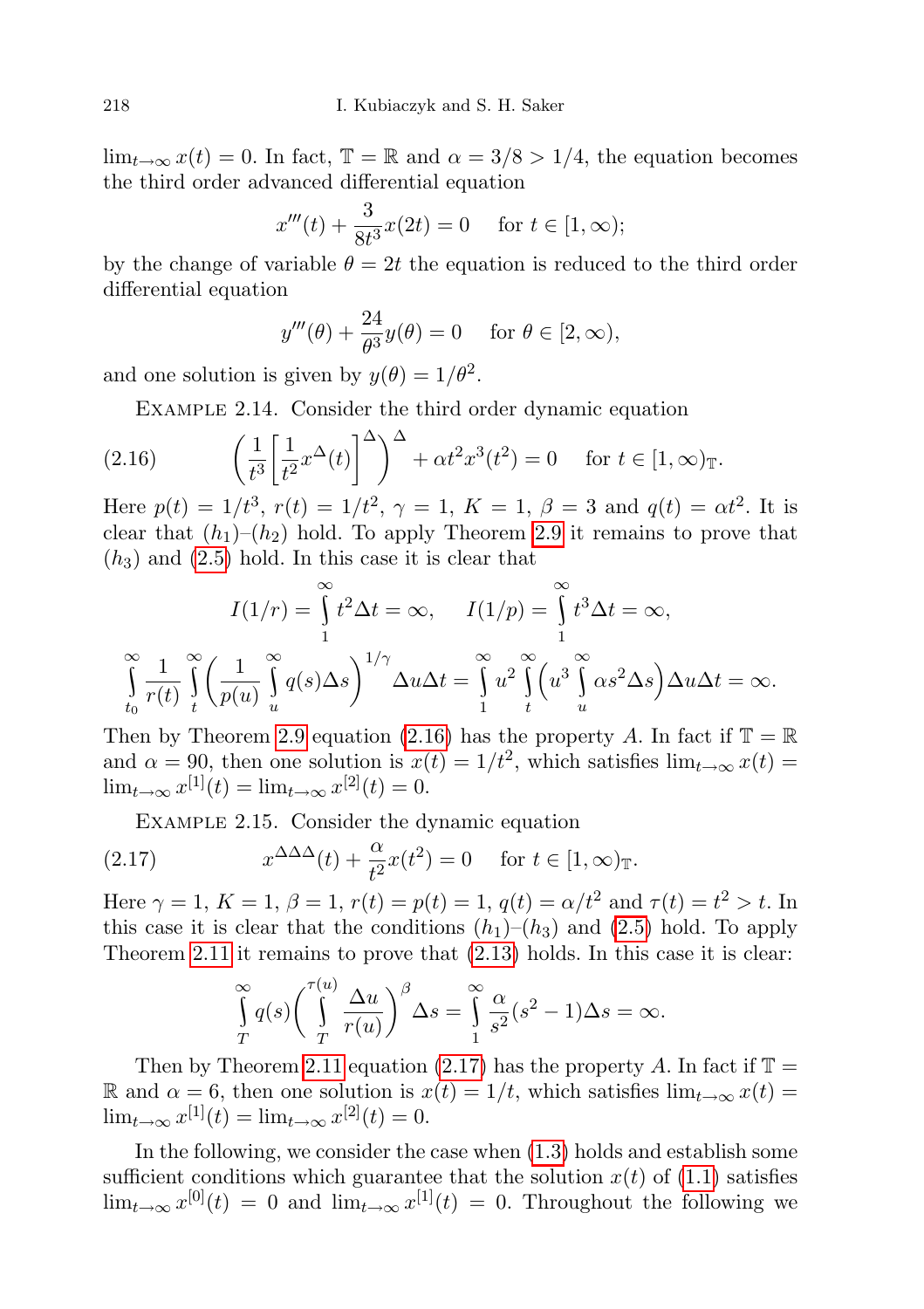$\lim_{t\to\infty} x(t) = 0$. In fact, $\mathbb{T} = \mathbb{R}$ and $\alpha = 3/8 > 1/4$, the equation becomes the third order advanced differential equation

$$x'''(t) + \frac{3}{8t^3}x(2t) = 0 \quad \text{for } t \in [1, \infty);$$

by the change of variable $\theta = 2t$ the equation is reduced to the third order differential equation

$$y'''(\theta) + \frac{24}{\theta^3}y(\theta) = 0 \quad \text{for } \theta \in [2, \infty),$$

and one solution is given by $y(\theta) = 1/\theta^2$.

Example 2.14. Consider the third order dynamic equation

$$\left(\frac{1}{t^3}\left[\frac{1}{t^2}x^\Delta(t)\right]^\Delta\right)^\Delta + \alpha t^2 x^3(t^2) = 0 \quad \text{for } t \in [1, \infty)_{\mathbb{T}}. \tag{2.16}$$

Here $p(t) = 1/t^3$, $r(t) = 1/t^2$, $\gamma = 1$, $K = 1$, $\beta = 3$ and $q(t) = \alpha t^2$. It is clear that $(h_1)$–$(h_2)$ hold. To apply Theorem 2.9 it remains to prove that $(h_3)$ and (2.5) hold. In this case it is clear that

$$I(1/r) = \int_1^\infty t^2 \Delta t = \infty, \quad I(1/p) = \int_1^\infty t^3 \Delta t = \infty,$$

$$\int_{t_0}^\infty \frac{1}{r(t)} \int_t^\infty \left(\frac{1}{p(u)} \int_u^\infty q(s)\Delta s\right)^{1/\gamma} \Delta u \Delta t = \int_1^\infty u^2 \int_t^\infty \left(u^3 \int_u^\infty \alpha s^2 \Delta s\right) \Delta u \Delta t = \infty.$$

Then by Theorem 2.9 equation (2.16) has the property $A$. In fact if $\mathbb{T} = \mathbb{R}$ and $\alpha = 90$, then one solution is $x(t) = 1/t^2$, which satisfies $\lim_{t\to\infty} x(t) = \lim_{t\to\infty} x^{[1]}(t) = \lim_{t\to\infty} x^{[2]}(t) = 0$.

Example 2.15. Consider the dynamic equation

$$x^{\Delta\Delta\Delta}(t) + \frac{\alpha}{t^2}x(t^2) = 0 \quad \text{for } t \in [1, \infty)_{\mathbb{T}}. \tag{2.17}$$

Here $\gamma = 1$, $K = 1$, $\beta = 1$, $r(t) = p(t) = 1$, $q(t) = \alpha/t^2$ and $\tau(t) = t^2 > t$. In this case it is clear that the conditions $(h_1)$–$(h_3)$ and (2.5) hold. To apply Theorem 2.11 it remains to prove that (2.13) holds. In this case it is clear:

$$\int_T^\infty q(s)\left(\int_T^{\tau(u)} \frac{\Delta u}{r(u)}\right)^\beta \Delta s = \int_1^\infty \frac{\alpha}{s^2}(s^2 - 1)\Delta s = \infty.$$

Then by Theorem 2.11 equation (2.17) has the property $A$. In fact if $\mathbb{T} = \mathbb{R}$ and $\alpha = 6$, then one solution is $x(t) = 1/t$, which satisfies $\lim_{t\to\infty} x(t) = \lim_{t\to\infty} x^{[1]}(t) = \lim_{t\to\infty} x^{[2]}(t) = 0$.

In the following, we consider the case when (1.3) holds and establish some sufficient conditions which guarantee that the solution $x(t)$ of (1.1) satisfies $\lim_{t\to\infty} x^{[0]}(t) = 0$ and $\lim_{t\to\infty} x^{[1]}(t) = 0$. Throughout the following we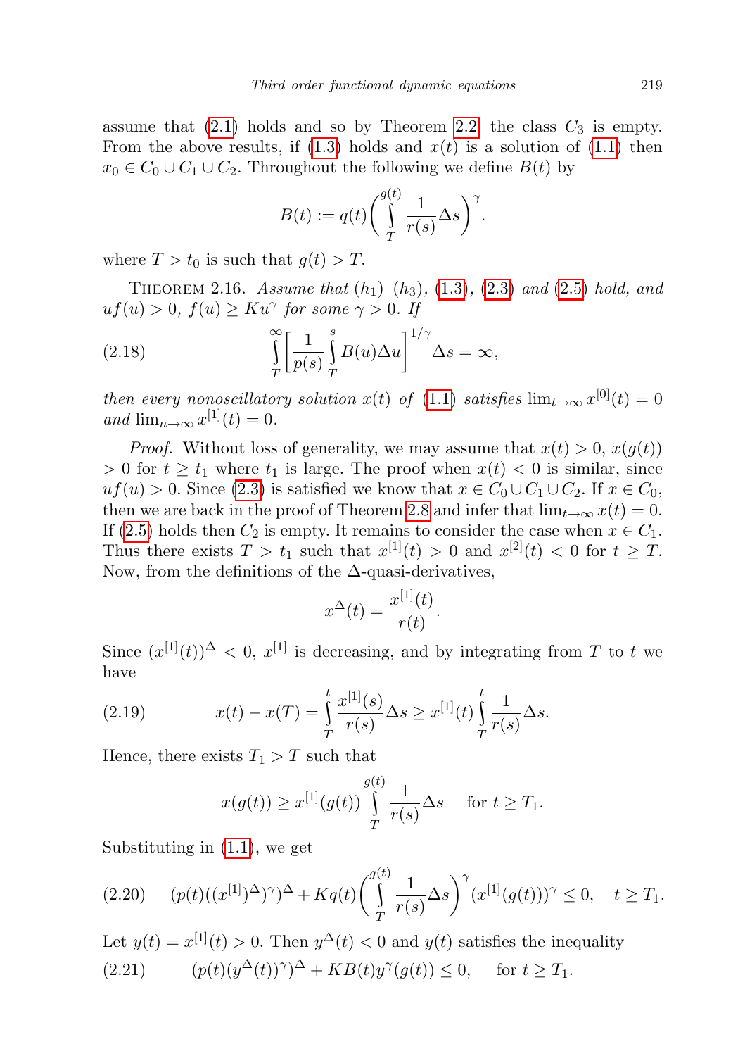assume that (2.1) holds and so by Theorem 2.2, the class $C_3$ is empty. From the above results, if (1.3) holds and $x(t)$ is a solution of (1.1) then $x_0 \in C_0 \cup C_1 \cup C_2$. Throughout the following we define $B(t)$ by

$$B(t) := q(t)\left(\int_T^{g(t)} \frac{1}{r(s)}\Delta s\right)^{\gamma}.$$

where $T > t_0$ is such that $g(t) > T$.

Theorem 2.16. *Assume that* $(h_1)$–$(h_3)$, (1.3), (2.3) *and* (2.5) *hold, and* $uf(u) > 0$, $f(u) \geq Ku^{\gamma}$ *for some* $\gamma > 0$. *If*

$$\int_T^{\infty}\left[\frac{1}{p(s)}\int_T^{s} B(u)\Delta u\right]^{1/\gamma}\Delta s = \infty, \tag{2.18}$$

*then every nonoscillatory solution* $x(t)$ *of* (1.1) *satisfies* $\lim_{t\to\infty} x^{[0]}(t) = 0$ *and* $\lim_{n\to\infty} x^{[1]}(t) = 0$.

*Proof.* Without loss of generality, we may assume that $x(t) > 0$, $x(g(t)) > 0$ for $t \geq t_1$ where $t_1$ is large. The proof when $x(t) < 0$ is similar, since $uf(u) > 0$. Since (2.3) is satisfied we know that $x \in C_0 \cup C_1 \cup C_2$. If $x \in C_0$, then we are back in the proof of Theorem 2.8 and infer that $\lim_{t\to\infty} x(t) = 0$. If (2.5) holds then $C_2$ is empty. It remains to consider the case when $x \in C_1$. Thus there exists $T > t_1$ such that $x^{[1]}(t) > 0$ and $x^{[2]}(t) < 0$ for $t \geq T$. Now, from the definitions of the $\Delta$-quasi-derivatives,

$$x^{\Delta}(t) = \frac{x^{[1]}(t)}{r(t)}.$$

Since $(x^{[1]}(t))^{\Delta} < 0$, $x^{[1]}$ is decreasing, and by integrating from $T$ to $t$ we have

$$x(t) - x(T) = \int_T^{t} \frac{x^{[1]}(s)}{r(s)}\Delta s \geq x^{[1]}(t)\int_T^{t}\frac{1}{r(s)}\Delta s. \tag{2.19}$$

Hence, there exists $T_1 > T$ such that

$$x(g(t)) \geq x^{[1]}(g(t))\int_T^{g(t)}\frac{1}{r(s)}\Delta s \quad \text{ for } t \geq T_1.$$

Substituting in (1.1), we get

$$(p(t)((x^{[1]})^{\Delta})^{\gamma})^{\Delta} + Kq(t)\left(\int_T^{g(t)}\frac{1}{r(s)}\Delta s\right)^{\gamma}(x^{[1]}(g(t)))^{\gamma} \leq 0, \quad t \geq T_1. \tag{2.20}$$

Let $y(t) = x^{[1]}(t) > 0$. Then $y^{\Delta}(t) < 0$ and $y(t)$ satisfies the inequality

$$(p(t)(y^{\Delta}(t))^{\gamma})^{\Delta} + KB(t)y^{\gamma}(g(t)) \leq 0, \quad \text{ for } t \geq T_1. \tag{2.21}$$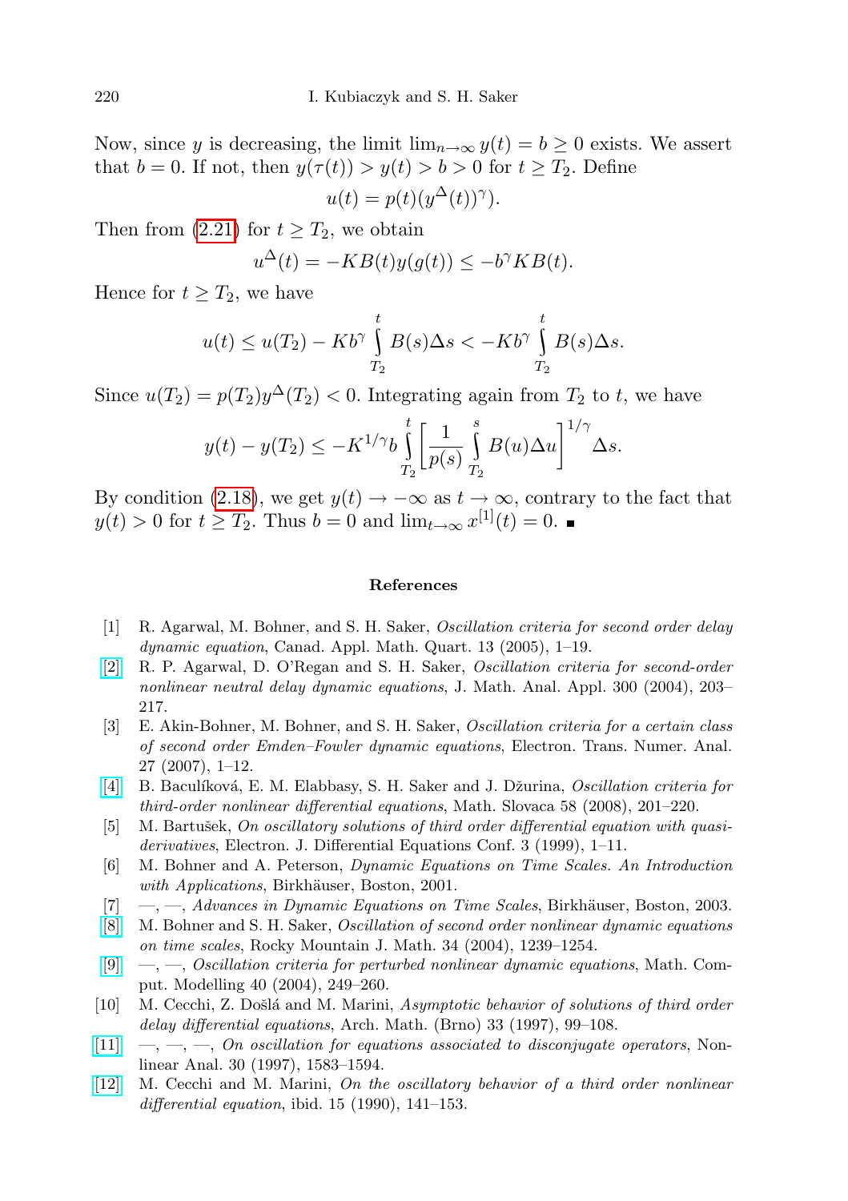Now, since $y$ is decreasing, the limit $\lim_{n\to\infty} y(t) = b \geq 0$ exists. We assert that $b = 0$. If not, then $y(\tau(t)) > y(t) > b > 0$ for $t \geq T_2$. Define

$$u(t) = p(t)(y^{\Delta}(t))^{\gamma}).$$

Then from (2.21) for $t \geq T_2$, we obtain

$$u^{\Delta}(t) = -KB(t)y(g(t)) \leq -b^{\gamma} KB(t).$$

Hence for $t \geq T_2$, we have

$$u(t) \leq u(T_2) - Kb^{\gamma} \int_{T_2}^{t} B(s)\Delta s < -Kb^{\gamma} \int_{T_2}^{t} B(s)\Delta s.$$

Since $u(T_2) = p(T_2)y^{\Delta}(T_2) < 0$. Integrating again from $T_2$ to $t$, we have

$$y(t) - y(T_2) \leq -K^{1/\gamma} b \int_{T_2}^{t} \left[\frac{1}{p(s)} \int_{T_2}^{s} B(u)\Delta u\right]^{1/\gamma} \Delta s.$$

By condition (2.18), we get $y(t) \to -\infty$ as $t \to \infty$, contrary to the fact that $y(t) > 0$ for $t \geq T_2$. Thus $b = 0$ and $\lim_{t\to\infty} x^{[1]}(t) = 0$. ∎

## References

[1] R. Agarwal, M. Bohner, and S. H. Saker, *Oscillation criteria for second order delay dynamic equation*, Canad. Appl. Math. Quart. 13 (2005), 1–19.

[2] R. P. Agarwal, D. O'Regan and S. H. Saker, *Oscillation criteria for second-order nonlinear neutral delay dynamic equations*, J. Math. Anal. Appl. 300 (2004), 203–217.

[3] E. Akin-Bohner, M. Bohner, and S. H. Saker, *Oscillation criteria for a certain class of second order Emden–Fowler dynamic equations*, Electron. Trans. Numer. Anal. 27 (2007), 1–12.

[4] B. Baculíková, E. M. Elabbasy, S. H. Saker and J. Džurina, *Oscillation criteria for third-order nonlinear differential equations*, Math. Slovaca 58 (2008), 201–220.

[5] M. Bartušek, *On oscillatory solutions of third order differential equation with quasi-derivatives*, Electron. J. Differential Equations Conf. 3 (1999), 1–11.

[6] M. Bohner and A. Peterson, *Dynamic Equations on Time Scales. An Introduction with Applications*, Birkhäuser, Boston, 2001.

[7] —, —, *Advances in Dynamic Equations on Time Scales*, Birkhäuser, Boston, 2003.

[8] M. Bohner and S. H. Saker, *Oscillation of second order nonlinear dynamic equations on time scales*, Rocky Mountain J. Math. 34 (2004), 1239–1254.

[9] —, —, *Oscillation criteria for perturbed nonlinear dynamic equations*, Math. Comput. Modelling 40 (2004), 249–260.

[10] M. Cecchi, Z. Došlá and M. Marini, *Asymptotic behavior of solutions of third order delay differential equations*, Arch. Math. (Brno) 33 (1997), 99–108.

[11] —, —, —, *On oscillation for equations associated to disconjugate operators*, Nonlinear Anal. 30 (1997), 1583–1594.

[12] M. Cecchi and M. Marini, *On the oscillatory behavior of a third order nonlinear differential equation*, ibid. 15 (1990), 141–153.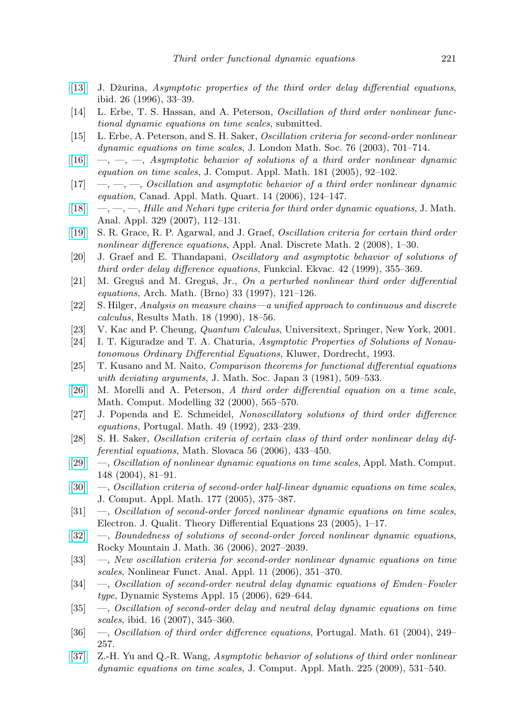[13] J. Džurina, *Asymptotic properties of the third order delay differential equations*, ibid. 26 (1996), 33–39.

[14] L. Erbe, T. S. Hassan, and A. Peterson, *Oscillation of third order nonlinear functional dynamic equations on time scales*, submitted.

[15] L. Erbe, A. Peterson, and S. H. Saker, *Oscillation criteria for second-order nonlinear dynamic equations on time scales*, J. London Math. Soc. 76 (2003), 701–714.

[16] —, —, —, *Asymptotic behavior of solutions of a third order nonlinear dynamic equation on time scales*, J. Comput. Appl. Math. 181 (2005), 92–102.

[17] —, —, —, *Oscillation and asymptotic behavior of a third order nonlinear dynamic equation*, Canad. Appl. Math. Quart. 14 (2006), 124–147.

[18] —, —, —, *Hille and Nehari type criteria for third order dynamic equations*, J. Math. Anal. Appl. 329 (2007), 112–131.

[19] S. R. Grace, R. P. Agarwal, and J. Graef, *Oscillation criteria for certain third order nonlinear difference equations*, Appl. Anal. Discrete Math. 2 (2008), 1–30.

[20] J. Graef and E. Thandapani, *Oscillatory and asymptotic behavior of solutions of third order delay difference equations*, Funkcial. Ekvac. 42 (1999), 355–369.

[21] M. Greguš and M. Greguš, Jr., *On a perturbed nonlinear third order differential equations*, Arch. Math. (Brno) 33 (1997), 121–126.

[22] S. Hilger, *Analysis on measure chains—a unified approach to continuous and discrete calculus*, Results Math. 18 (1990), 18–56.

[23] V. Kac and P. Cheung, *Quantum Calculus*, Universitext, Springer, New York, 2001.

[24] I. T. Kiguradze and T. A. Chaturia, *Asymptotic Properties of Solutions of Nonautonomous Ordinary Differential Equations*, Kluwer, Dordrecht, 1993.

[25] T. Kusano and M. Naito, *Comparison theorems for functional differential equations with deviating arguments*, J. Math. Soc. Japan 3 (1981), 509–533.

[26] M. Morelli and A. Peterson, *A third order differential equation on a time scale*, Math. Comput. Modelling 32 (2000), 565–570.

[27] J. Popenda and E. Schmeidel, *Nonoscillatory solutions of third order difference equations*, Portugal. Math. 49 (1992), 233–239.

[28] S. H. Saker, *Oscillation criteria of certain class of third order nonlinear delay differential equations*, Math. Slovaca 56 (2006), 433–450.

[29] —, *Oscillation of nonlinear dynamic equations on time scales*, Appl. Math. Comput. 148 (2004), 81–91.

[30] —, *Oscillation criteria of second-order half-linear dynamic equations on time scales*, J. Comput. Appl. Math. 177 (2005), 375–387.

[31] —, *Oscillation of second-order forced nonlinear dynamic equations on time scales*, Electron. J. Qualit. Theory Differential Equations 23 (2005), 1–17.

[32] —, *Boundedness of solutions of second-order forced nonlinear dynamic equations*, Rocky Mountain J. Math. 36 (2006), 2027–2039.

[33] —, *New oscillation criteria for second-order nonlinear dynamic equations on time scales*, Nonlinear Funct. Anal. Appl. 11 (2006), 351–370.

[34] —, *Oscillation of second-order neutral delay dynamic equations of Emden–Fowler type*, Dynamic Systems Appl. 15 (2006), 629–644.

[35] —, *Oscillation of second-order delay and neutral delay dynamic equations on time scales*, ibid. 16 (2007), 345–360.

[36] —, *Oscillation of third order difference equations*, Portugal. Math. 61 (2004), 249–257.

[37] Z.-H. Yu and Q.-R. Wang, *Asymptotic behavior of solutions of third order nonlinear dynamic equations on time scales*, J. Comput. Appl. Math. 225 (2009), 531–540.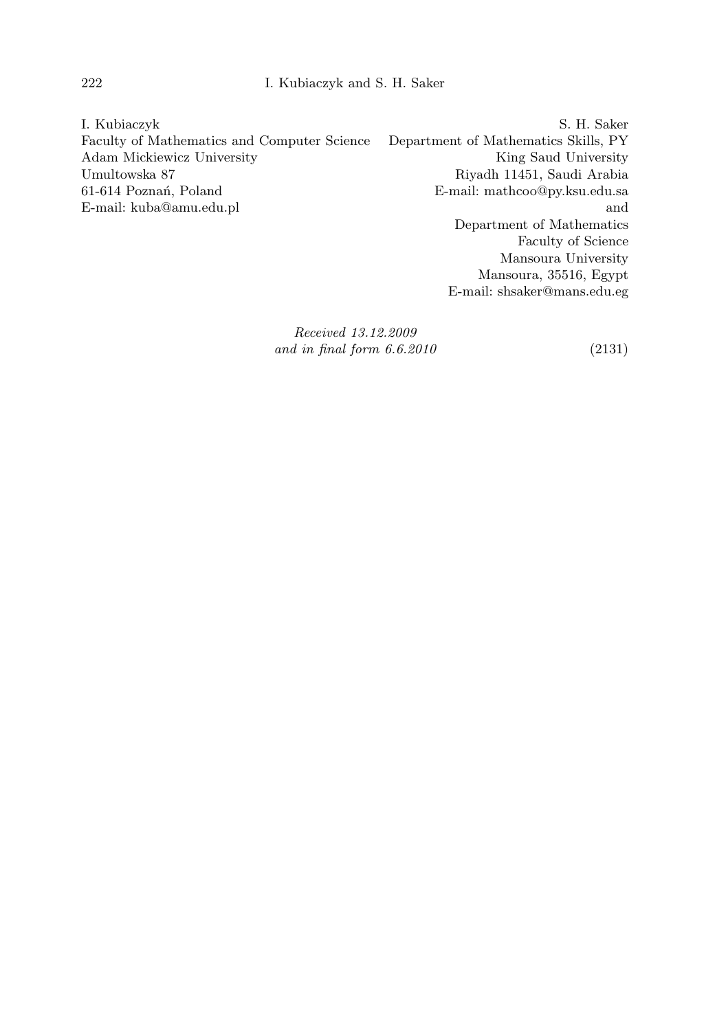I. Kubiaczyk
Faculty of Mathematics and Computer Science
Adam Mickiewicz University
Umultowska 87
61-614 Poznań, Poland
E-mail: kuba@amu.edu.pl

S. H. Saker
Department of Mathematics Skills, PY
King Saud University
Riyadh 11451, Saudi Arabia
E-mail: mathcoo@py.ksu.edu.sa
and
Department of Mathematics
Faculty of Science
Mansoura University
Mansoura, 35516, Egypt
E-mail: shsaker@mans.edu.eg

*Received 13.12.2009*
*and in final form 6.6.2010* (2131)